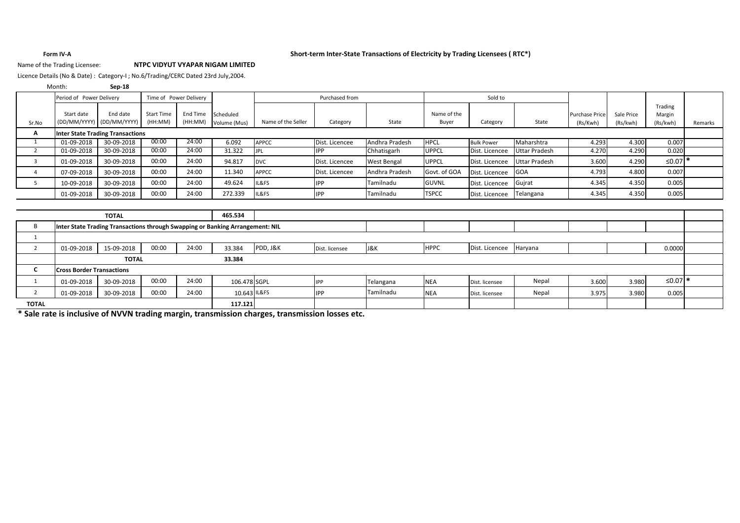**Form IV-A**

**Short-term Inter-State Transactions of Electricity by Trading Licensees ( RTC*)**

Name of the Trading Licensee: **NTPC VIDYUT VYAPAR NIGAM LIMITED**

Licence Details (No & Date) : Category-I ; No.6/Trading/CERC Dated 23rd July,2004.

Month: **Sep-18**

| Sr.No | Period of Power Delivery | | Time of Power Delivery | | Scheduled Volume (Mus) | Purchased from | | | Sold to | | | Purchase Price (Rs/Kwh) | Sale Price (Rs/kwh) | Trading Margin (Rs/kwh) | Remarks |
|---|---|---|---|---|---|---|---|---|---|---|---|---|---|---|---|
| | Start date (DD/MM/YYYY) | End date (DD/MM/YYYY) | Start Time (HH:MM) | End Time (HH:MM) | | Name of the Seller | Category | State | Name of the Buyer | Category | State | | | | |
| **A** | **Inter State Trading Transactions** | | | | | | | | | | | | | | |
| 1 | 01-09-2018 | 30-09-2018 | 00:00 | 24:00 | 6.092 | APPCC | Dist. Licencee | Andhra Pradesh | HPCL | Bulk Power | Maharshtra | 4.293 | 4.300 | 0.007 | |
| 2 | 01-09-2018 | 30-09-2018 | 00:00 | 24:00 | 31.322 | JPL | IPP | Chhatisgarh | UPPCL | Dist. Licencee | Uttar Pradesh | 4.270 | 4.290 | 0.020 | |
| 3 | 01-09-2018 | 30-09-2018 | 00:00 | 24:00 | 94.817 | DVC | Dist. Licencee | West Bengal | UPPCL | Dist. Licencee | Uttar Pradesh | 3.600 | 4.290 | ≤0.07 | * |
| 4 | 07-09-2018 | 30-09-2018 | 00:00 | 24:00 | 11.340 | APPCC | Dist. Licencee | Andhra Pradesh | Govt. of GOA | Dist. Licencee | GOA | 4.793 | 4.800 | 0.007 | |
| 5 | 10-09-2018 | 30-09-2018 | 00:00 | 24:00 | 49.624 | IL&FS | IPP | Tamilnadu | GUVNL | Dist. Licencee | Gujrat | 4.345 | 4.350 | 0.005 | |
| | 01-09-2018 | 30-09-2018 | 00:00 | 24:00 | 272.339 | IL&FS | IPP | Tamilnadu | TSPCC | Dist. Licencee | Telangana | 4.345 | 4.350 | 0.005 | |
| | **TOTAL** | | | | **465.534** | | | | | | | | | | |
| B | **Inter State Trading Transactions through Swapping or Banking Arrangement: NIL** | | | | | | | | | | | | | | |
| 1 | | | | | | | | | | | | | | | |
| 2 | 01-09-2018 | 15-09-2018 | 00:00 | 24:00 | 33.384 | PDD, J&K | Dist. licensee | J&K | HPPC | Dist. Licencee | Haryana | | | 0.0000 | |
| | **TOTAL** | | | | **33.384** | | | | | | | | | | |
| **C** | **Cross Border Transactions** | | | | | | | | | | | | | | |
| 1 | 01-09-2018 | 30-09-2018 | 00:00 | 24:00 | 106.478 | SGPL | IPP | Telangana | NEA | Dist. licensee | Nepal | 3.600 | 3.980 | ≤0.07 | * |
| 2 | 01-09-2018 | 30-09-2018 | 00:00 | 24:00 | 10.643 | IL&FS | IPP | Tamilnadu | NEA | Dist. licensee | Nepal | 3.975 | 3.980 | 0.005 | |
| **TOTAL** | | | | | **117.121** | | | | | | | | | | |

**\* Sale rate is inclusive of NVVN trading margin, transmission charges, transmission losses etc.**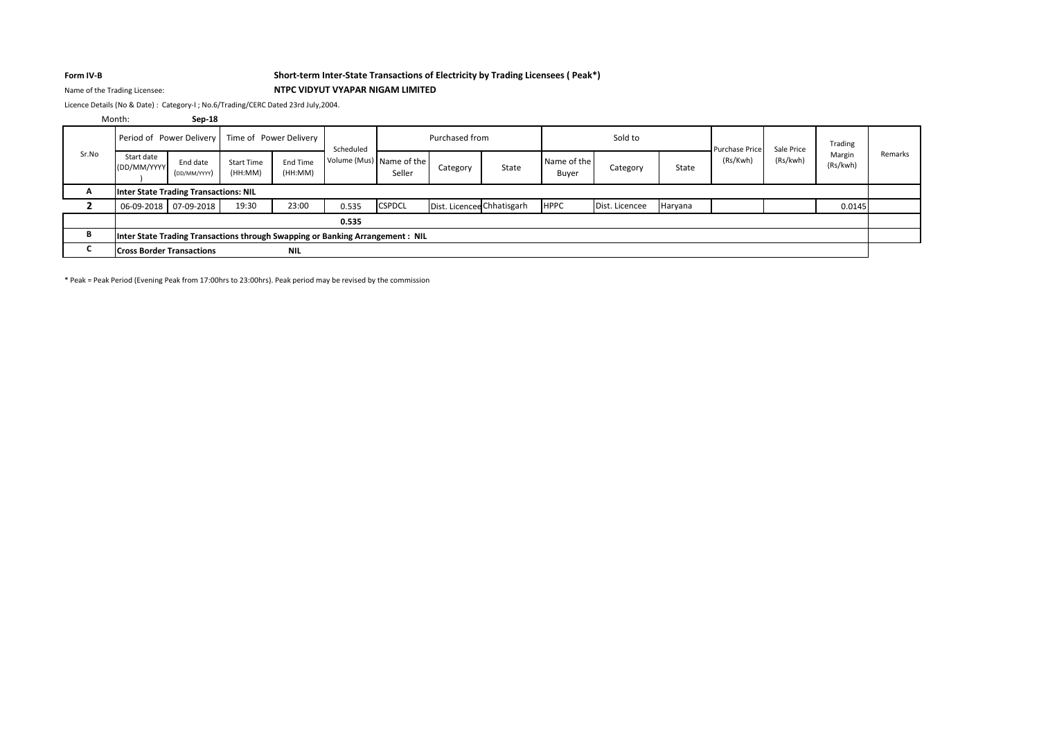**Form IV-B**

**Short-term Inter-State Transactions of Electricity by Trading Licensees ( Peak*)**

Name of the Trading Licensee: **NTPC VIDYUT VYAPAR NIGAM LIMITED**

Licence Details (No & Date) : Category-I ; No.6/Trading/CERC Dated 23rd July,2004.

Month: **Sep-18**

| Sr.No | Period of Power Delivery | | Time of Power Delivery | | Scheduled Volume (Mus) | Purchased from | | | Sold to | | | Purchase Price (Rs/Kwh) | Sale Price (Rs/kwh) | Trading Margin (Rs/kwh) | Remarks |
|---|---|---|---|---|---|---|---|---|---|---|---|---|---|---|---|
| | Start date (DD/MM/YYYY) | End date (DD/MM/YYYY) | Start Time (HH:MM) | End Time (HH:MM) | | Name of the Seller | Category | State | Name of the Buyer | Category | State | | | | |
| **A** | **Inter State Trading Transactions: NIL** | | | | | | | | | | | | | | |
| **2** | 06-09-2018 | 07-09-2018 | 19:30 | 23:00 | 0.535 | CSPDCL | Dist. Licencee | Chhatisgarh | HPPC | Dist. Licencee | Haryana | | | 0.0145 | |
| | | | | | **0.535** | | | | | | | | | | |
| **B** | **Inter State Trading Transactions through Swapping or Banking Arrangement : NIL** | | | | | | | | | | | | | | |
| **C** | **Cross Border Transactions** | | **NIL** | | | | | | | | | | | | |

\* Peak = Peak Period (Evening Peak from 17:00hrs to 23:00hrs). Peak period may be revised by the commission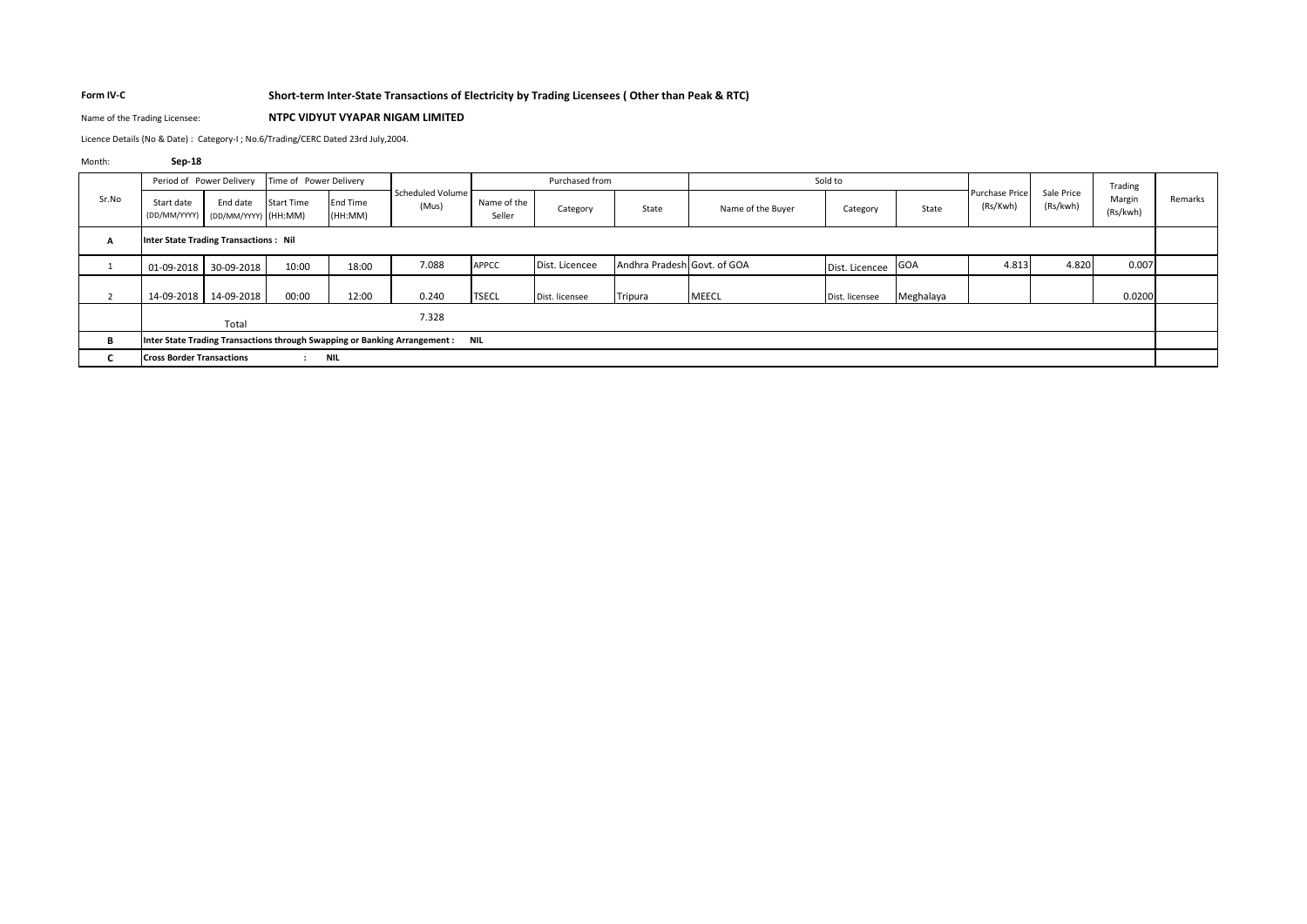**Form IV-C** **Short-term Inter-State Transactions of Electricity by Trading Licensees ( Other than Peak & RTC)**

Name of the Trading Licensee: **NTPC VIDYUT VYAPAR NIGAM LIMITED**

Licence Details (No & Date) : Category-I ; No.6/Trading/CERC Dated 23rd July,2004.

Month: **Sep-18**

| Sr.No | Period of Power Delivery | | Time of Power Delivery | | Scheduled Volume (Mus) | Purchased from | | | Sold to | | | Purchase Price (Rs/Kwh) | Sale Price (Rs/kwh) | Trading Margin (Rs/kwh) | Remarks |
|---|---|---|---|---|---|---|---|---|---|---|---|---|---|---|---|
| | Start date (DD/MM/YYYY) | End date (DD/MM/YYYY) | Start Time (HH:MM) | End Time (HH:MM) | | Name of the Seller | Category | State | Name of the Buyer | Category | State | | | | |
| **A** | **Inter State Trading Transactions : Nil** | | | | | | | | | | | | | | |
| 1 | 01-09-2018 | 30-09-2018 | 10:00 | 18:00 | 7.088 | APPCC | Dist. Licencee | Andhra Pradesh | Govt. of GOA | Dist. Licencee | GOA | 4.813 | 4.820 | 0.007 | |
| 2 | 14-09-2018 | 14-09-2018 | 00:00 | 12:00 | 0.240 | TSECL | Dist. licensee | Tripura | MEECL | Dist. licensee | Meghalaya | | | 0.0200 | |
| | Total | | | | 7.328 | | | | | | | | | | |
| **B** | **Inter State Trading Transactions through Swapping or Banking Arrangement : NIL** | | | | | | | | | | | | | | |
| **C** | **Cross Border Transactions : NIL** | | | | | | | | | | | | | | |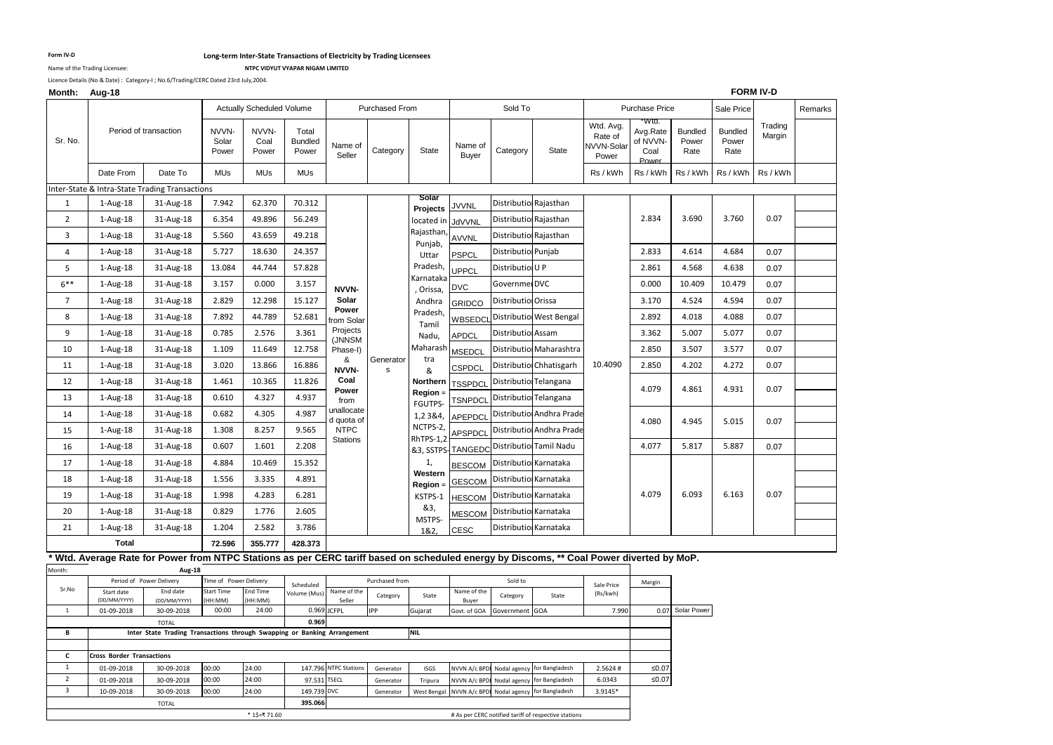Form IV-D

**Long-term Inter-State Transactions of Electricity by Trading Licensees**

Name of the Trading Licensee: **NTPC VIDYUT VYAPAR NIGAM LIMITED**

Licence Details (No & Date) : Category-I ; No.6/Trading/CERC Dated 23rd July,2004.

**Month: Aug-18** **FORM IV-D**

| Sr. No. | Period of transaction | | Actually Scheduled Volume | | | Purchased From | | | Sold To | | | Purchase Price | | | Sale Price | Trading Margin | Remarks |
|---|---|---|---|---|---|---|---|---|---|---|---|---|---|---|---|---|---|
| | | | NVVN-Solar Power | NVVN-Coal Power | Total Bundled Power | Name of Seller | Category | State | Name of Buyer | Category | State | Wtd. Avg. Rate of NVVN-Solar Power | *Wtd. Avg.Rate of NVVN-Coal Power | Bundled Power Rate | Bundled Power Rate | | |
| | Date From | Date To | MUs | MUs | MUs | | | | | | | Rs / kWh | Rs / kWh | Rs / kWh | Rs / kWh | Rs / kWh | |
| Inter-State & Intra-State Trading Transactions | | | | | | | | | | | | | | | | | |
| 1 | 1-Aug-18 | 31-Aug-18 | 7.942 | 62.370 | 70.312 | NVVN-Solar Power from Solar Projects (JNNSM Phase-I) & NVVN-Coal Power from unallocated quota of NTPC Stations | Generators | Solar Projects located in Rajasthan, Punjab, Uttar Pradesh, Karnataka, Orissa, Andhra Pradesh, Tamil Nadu, Maharashtra & Northern Region = FGUTPS-1,2 3&4, NCTPS-2, RhTPS-1,2 &3, SSTPS-1, Western Region = KSTPS-1 &3, MSTPS-1&2, | JVVNL | Distribution | Rajasthan | 10.4090 | 2.834 | 3.690 | 3.760 | 0.07 | |
| 2 | 1-Aug-18 | 31-Aug-18 | 6.354 | 49.896 | 56.249 | | | | JdVVNL | Distribution | Rajasthan | | | | | | |
| 3 | 1-Aug-18 | 31-Aug-18 | 5.560 | 43.659 | 49.218 | | | | AVVNL | Distribution | Rajasthan | | | | | | |
| 4 | 1-Aug-18 | 31-Aug-18 | 5.727 | 18.630 | 24.357 | | | | PSPCL | Distribution | Punjab | | 2.833 | 4.614 | 4.684 | 0.07 | |
| 5 | 1-Aug-18 | 31-Aug-18 | 13.084 | 44.744 | 57.828 | | | | UPPCL | Distribution | U P | | 2.861 | 4.568 | 4.638 | 0.07 | |
| 6** | 1-Aug-18 | 31-Aug-18 | 3.157 | 0.000 | 3.157 | | | | DVC | Government | DVC | | 0.000 | 10.409 | 10.479 | 0.07 | |
| 7 | 1-Aug-18 | 31-Aug-18 | 2.829 | 12.298 | 15.127 | | | | GRIDCO | Distribution | Orissa | | 3.170 | 4.524 | 4.594 | 0.07 | |
| 8 | 1-Aug-18 | 31-Aug-18 | 7.892 | 44.789 | 52.681 | | | | WBSEDCL | Distribution | West Bengal | | 2.892 | 4.018 | 4.088 | 0.07 | |
| 9 | 1-Aug-18 | 31-Aug-18 | 0.785 | 2.576 | 3.361 | | | | APDCL | Distribution | Assam | | 3.362 | 5.007 | 5.077 | 0.07 | |
| 10 | 1-Aug-18 | 31-Aug-18 | 1.109 | 11.649 | 12.758 | | | | MSEDCL | Distribution | Maharashtra | | 2.850 | 3.507 | 3.577 | 0.07 | |
| 11 | 1-Aug-18 | 31-Aug-18 | 3.020 | 13.866 | 16.886 | | | | CSPDCL | Distribution | Chhatisgarh | | 2.850 | 4.202 | 4.272 | 0.07 | |
| 12 | 1-Aug-18 | 31-Aug-18 | 1.461 | 10.365 | 11.826 | | | | TSSPDCL | Distribution | Telangana | | 4.079 | 4.861 | 4.931 | 0.07 | |
| 13 | 1-Aug-18 | 31-Aug-18 | 0.610 | 4.327 | 4.937 | | | | TSNPDCL | Distribution | Telangana | | | | | | |
| 14 | 1-Aug-18 | 31-Aug-18 | 0.682 | 4.305 | 4.987 | | | | APEPDCL | Distribution | Andhra Pradesh | | 4.080 | 4.945 | 5.015 | 0.07 | |
| 15 | 1-Aug-18 | 31-Aug-18 | 1.308 | 8.257 | 9.565 | | | | APSPDCL | Distribution | Andhra Pradesh | | | | | | |
| 16 | 1-Aug-18 | 31-Aug-18 | 0.607 | 1.601 | 2.208 | | | | TANGEDCO | Distribution | Tamil Nadu | | 4.077 | 5.817 | 5.887 | 0.07 | |
| 17 | 1-Aug-18 | 31-Aug-18 | 4.884 | 10.469 | 15.352 | | | | BESCOM | Distribution | Karnataka | | 4.079 | 6.093 | 6.163 | 0.07 | |
| 18 | 1-Aug-18 | 31-Aug-18 | 1.556 | 3.335 | 4.891 | | | | GESCOM | Distribution | Karnataka | | | | | | |
| 19 | 1-Aug-18 | 31-Aug-18 | 1.998 | 4.283 | 6.281 | | | | HESCOM | Distribution | Karnataka | | | | | | |
| 20 | 1-Aug-18 | 31-Aug-18 | 0.829 | 1.776 | 2.605 | | | | MESCOM | Distribution | Karnataka | | | | | | |
| 21 | 1-Aug-18 | 31-Aug-18 | 1.204 | 2.582 | 3.786 | | | | CESC | Distribution | Karnataka | | | | | | |
| **Total** | | | **72.596** | **355.777** | **428.373** | | | | | | | | | | | | |

**\* Wtd. Average Rate for Power from NTPC Stations as per CERC tariff based on scheduled energy by Discoms, \*\* Coal Power diverted by MoP.**

Month: Aug-18

| Sr.No | Period of Power Delivery | | Time of Power Delivery | | Scheduled Volume (Mus) | Purchased from | | | Sold to | | | Sale Price (Rs/kwh) | Margin | |
|---|---|---|---|---|---|---|---|---|---|---|---|---|---|---|
| | Start date (DD/MM/YYYY) | End date (DD/MM/YYYY) | Start Time (HH:MM) | End Time (HH:MM) | | Name of the Seller | Category | State | Name of the Buyer | Category | State | | | |
| 1 | 01-09-2018 | 30-09-2018 | 00:00 | 24:00 | 0.969 | JCFPL | IPP | Gujarat | Govt. of GOA | Government | GOA | 7.990 | 0.07 | Solar Power |
| | TOTAL | | | | 0.969 | | | | | | | | | |
| B | Inter State Trading Transactions through Swapping or Banking Arrangement | | | | | | | NIL | | | | | | |
| | | | | | | | | | | | | | | |
| C | Cross Border Transactions | | | | | | | | | | | | | |
| 1 | 01-09-2018 | 30-09-2018 | 00:00 | 24:00 | 147.796 | NTPC Stations | Generator | ISGS | NVVN A/c BPDB | Nodal agency | for Bangladesh | 2.5624 # | ≤0.07 | |
| 2 | 01-09-2018 | 30-09-2018 | 00:00 | 24:00 | 97.531 | TSECL | Generator | Tripura | NVVN A/c BPDB | Nodal agency | for Bangladesh | 6.0343 | ≤0.07 | |
| 3 | 10-09-2018 | 30-09-2018 | 00:00 | 24:00 | 149.739 | DVC | Generator | West Bengal | NVVN A/c BPDB | Nodal agency | for Bangladesh | 3.9145* | | |
| | TOTAL | | | | 395.066 | | | | | | | | | |
| | | | * 1$=₹ 71.60 | | | | | | # As per CERC notified tariff of respective stations | | | | | |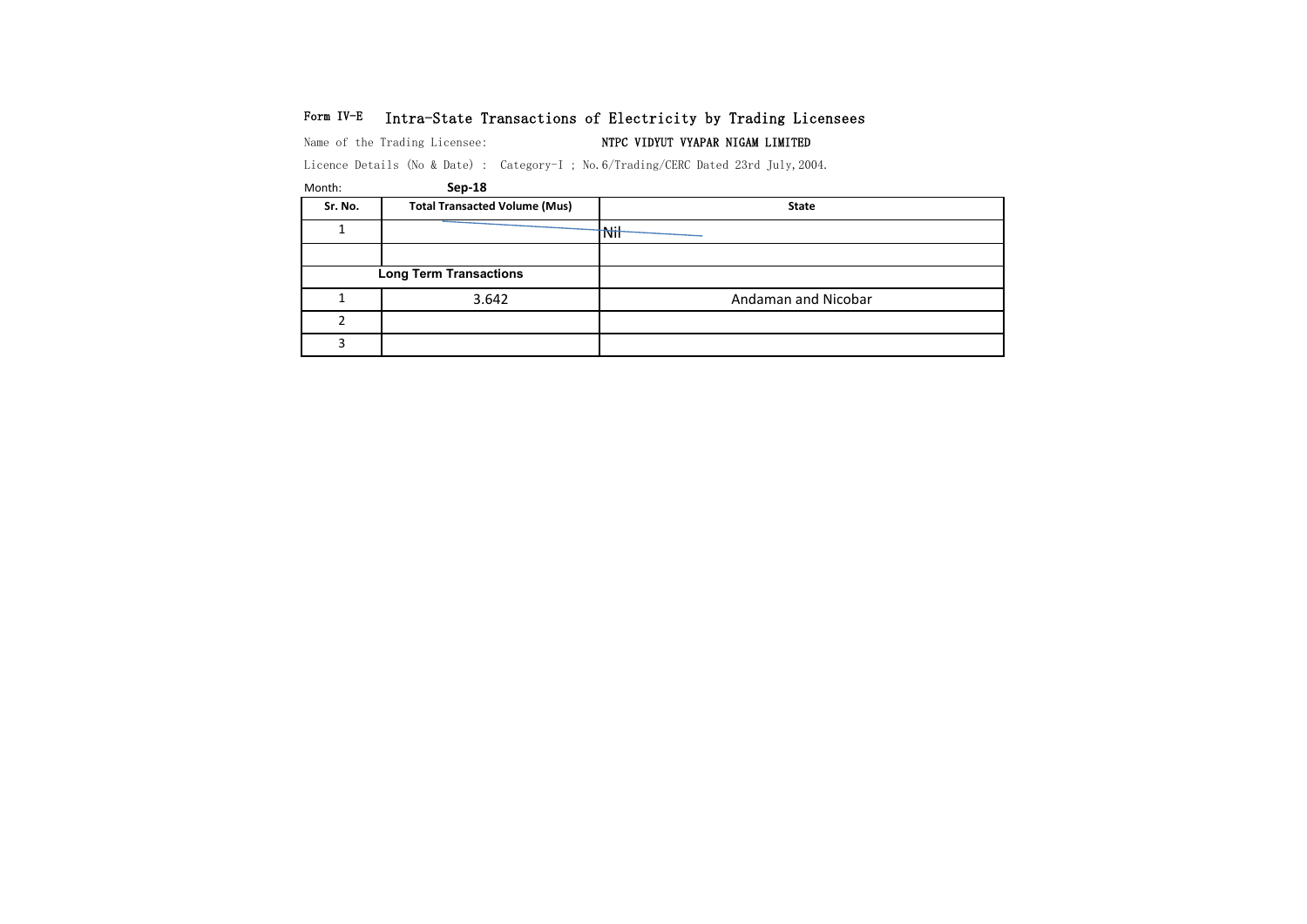Form IV-E Intra-State Transactions of Electricity by Trading Licensees

Name of the Trading Licensee: **NTPC VIDYUT VYAPAR NIGAM LIMITED**

Licence Details (No & Date) : Category-I ; No.6/Trading/CERC Dated 23rd July,2004.

Month: **Sep-18**

| Sr. No. | Total Transacted Volume (Mus) | State |
|---|---|---|
| 1 | | Nil |
| | | |
| **Long Term Transactions** | | |
| 1 | 3.642 | Andaman and Nicobar |
| 2 | | |
| 3 | | |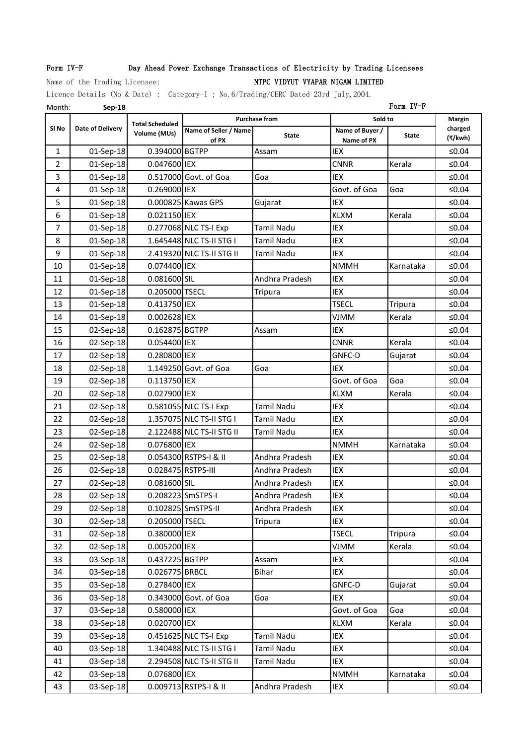Form IV-F Day Ahead Power Exchange Transactions of Electricity by Trading Licensees

Name of the Trading Licensee: NTPC VIDYUT VYAPAR NIGAM LIMITED

Licence Details (No & Date) : Category-I ; No.6/Trading/CERC Dated 23rd July,2004.

Month: **Sep-18** Form IV-F

| Sl No | Date of Delivery | Total Scheduled Volume (MUs) | Purchase from | | Sold to | | Margin charged (₹/kwh) |
|---|---|---|---|---|---|---|---|
| | | | Name of Seller / Name of PX | State | Name of Buyer / Name of PX | State | |
| 1 | 01-Sep-18 | 0.394000 | BGTPP | Assam | IEX | | ≤0.04 |
| 2 | 01-Sep-18 | 0.047600 | IEX | | CNNR | Kerala | ≤0.04 |
| 3 | 01-Sep-18 | 0.517000 | Govt. of Goa | Goa | IEX | | ≤0.04 |
| 4 | 01-Sep-18 | 0.269000 | IEX | | Govt. of Goa | Goa | ≤0.04 |
| 5 | 01-Sep-18 | 0.000825 | Kawas GPS | Gujarat | IEX | | ≤0.04 |
| 6 | 01-Sep-18 | 0.021150 | IEX | | KLXM | Kerala | ≤0.04 |
| 7 | 01-Sep-18 | 0.277068 | NLC TS-I Exp | Tamil Nadu | IEX | | ≤0.04 |
| 8 | 01-Sep-18 | 1.645448 | NLC TS-II STG I | Tamil Nadu | IEX | | ≤0.04 |
| 9 | 01-Sep-18 | 2.419320 | NLC TS-II STG II | Tamil Nadu | IEX | | ≤0.04 |
| 10 | 01-Sep-18 | 0.074400 | IEX | | NMMH | Karnataka | ≤0.04 |
| 11 | 01-Sep-18 | 0.081600 | SIL | Andhra Pradesh | IEX | | ≤0.04 |
| 12 | 01-Sep-18 | 0.205000 | TSECL | Tripura | IEX | | ≤0.04 |
| 13 | 01-Sep-18 | 0.413750 | IEX | | TSECL | Tripura | ≤0.04 |
| 14 | 01-Sep-18 | 0.002628 | IEX | | VJMM | Kerala | ≤0.04 |
| 15 | 02-Sep-18 | 0.162875 | BGTPP | Assam | IEX | | ≤0.04 |
| 16 | 02-Sep-18 | 0.054400 | IEX | | CNNR | Kerala | ≤0.04 |
| 17 | 02-Sep-18 | 0.280800 | IEX | | GNFC-D | Gujarat | ≤0.04 |
| 18 | 02-Sep-18 | 1.149250 | Govt. of Goa | Goa | IEX | | ≤0.04 |
| 19 | 02-Sep-18 | 0.113750 | IEX | | Govt. of Goa | Goa | ≤0.04 |
| 20 | 02-Sep-18 | 0.027900 | IEX | | KLXM | Kerala | ≤0.04 |
| 21 | 02-Sep-18 | 0.581055 | NLC TS-I Exp | Tamil Nadu | IEX | | ≤0.04 |
| 22 | 02-Sep-18 | 1.357075 | NLC TS-II STG I | Tamil Nadu | IEX | | ≤0.04 |
| 23 | 02-Sep-18 | 2.122488 | NLC TS-II STG II | Tamil Nadu | IEX | | ≤0.04 |
| 24 | 02-Sep-18 | 0.076800 | IEX | | NMMH | Karnataka | ≤0.04 |
| 25 | 02-Sep-18 | 0.054300 | RSTPS-I & II | Andhra Pradesh | IEX | | ≤0.04 |
| 26 | 02-Sep-18 | 0.028475 | RSTPS-III | Andhra Pradesh | IEX | | ≤0.04 |
| 27 | 02-Sep-18 | 0.081600 | SIL | Andhra Pradesh | IEX | | ≤0.04 |
| 28 | 02-Sep-18 | 0.208223 | SmSTPS-I | Andhra Pradesh | IEX | | ≤0.04 |
| 29 | 02-Sep-18 | 0.102825 | SmSTPS-II | Andhra Pradesh | IEX | | ≤0.04 |
| 30 | 02-Sep-18 | 0.205000 | TSECL | Tripura | IEX | | ≤0.04 |
| 31 | 02-Sep-18 | 0.380000 | IEX | | TSECL | Tripura | ≤0.04 |
| 32 | 02-Sep-18 | 0.005200 | IEX | | VJMM | Kerala | ≤0.04 |
| 33 | 03-Sep-18 | 0.437225 | BGTPP | Assam | IEX | | ≤0.04 |
| 34 | 03-Sep-18 | 0.026775 | BRBCL | Bihar | IEX | | ≤0.04 |
| 35 | 03-Sep-18 | 0.278400 | IEX | | GNFC-D | Gujarat | ≤0.04 |
| 36 | 03-Sep-18 | 0.343000 | Govt. of Goa | Goa | IEX | | ≤0.04 |
| 37 | 03-Sep-18 | 0.580000 | IEX | | Govt. of Goa | Goa | ≤0.04 |
| 38 | 03-Sep-18 | 0.020700 | IEX | | KLXM | Kerala | ≤0.04 |
| 39 | 03-Sep-18 | 0.451625 | NLC TS-I Exp | Tamil Nadu | IEX | | ≤0.04 |
| 40 | 03-Sep-18 | 1.340488 | NLC TS-II STG I | Tamil Nadu | IEX | | ≤0.04 |
| 41 | 03-Sep-18 | 2.294508 | NLC TS-II STG II | Tamil Nadu | IEX | | ≤0.04 |
| 42 | 03-Sep-18 | 0.076800 | IEX | | NMMH | Karnataka | ≤0.04 |
| 43 | 03-Sep-18 | 0.009713 | RSTPS-I & II | Andhra Pradesh | IEX | | ≤0.04 |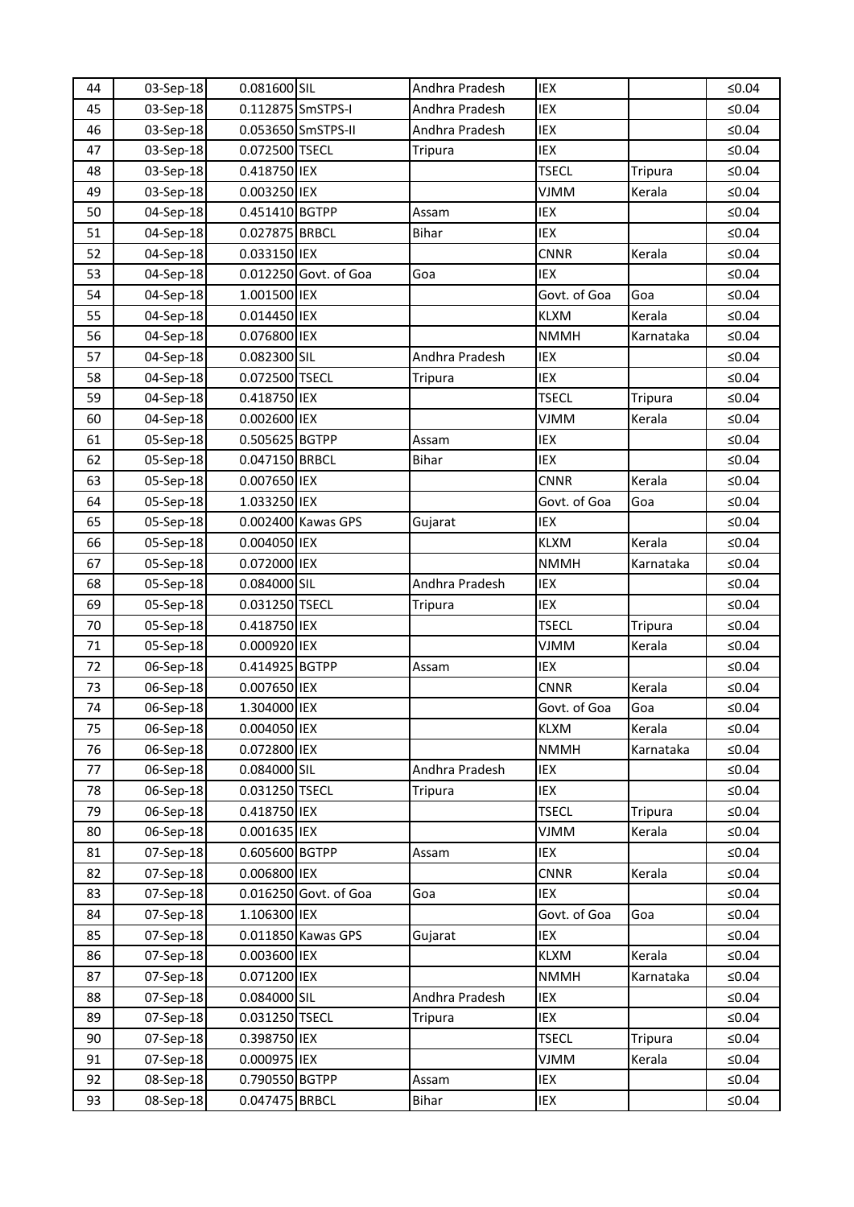| 44 | 03-Sep-18 | 0.081600 | SIL | Andhra Pradesh | IEX | | ≤0.04 |
|---|---|---|---|---|---|---|---|
| 45 | 03-Sep-18 | 0.112875 | SmSTPS-I | Andhra Pradesh | IEX | | ≤0.04 |
| 46 | 03-Sep-18 | 0.053650 | SmSTPS-II | Andhra Pradesh | IEX | | ≤0.04 |
| 47 | 03-Sep-18 | 0.072500 | TSECL | Tripura | IEX | | ≤0.04 |
| 48 | 03-Sep-18 | 0.418750 | IEX | | TSECL | Tripura | ≤0.04 |
| 49 | 03-Sep-18 | 0.003250 | IEX | | VJMM | Kerala | ≤0.04 |
| 50 | 04-Sep-18 | 0.451410 | BGTPP | Assam | IEX | | ≤0.04 |
| 51 | 04-Sep-18 | 0.027875 | BRBCL | Bihar | IEX | | ≤0.04 |
| 52 | 04-Sep-18 | 0.033150 | IEX | | CNNR | Kerala | ≤0.04 |
| 53 | 04-Sep-18 | 0.012250 | Govt. of Goa | Goa | IEX | | ≤0.04 |
| 54 | 04-Sep-18 | 1.001500 | IEX | | Govt. of Goa | Goa | ≤0.04 |
| 55 | 04-Sep-18 | 0.014450 | IEX | | KLXM | Kerala | ≤0.04 |
| 56 | 04-Sep-18 | 0.076800 | IEX | | NMMH | Karnataka | ≤0.04 |
| 57 | 04-Sep-18 | 0.082300 | SIL | Andhra Pradesh | IEX | | ≤0.04 |
| 58 | 04-Sep-18 | 0.072500 | TSECL | Tripura | IEX | | ≤0.04 |
| 59 | 04-Sep-18 | 0.418750 | IEX | | TSECL | Tripura | ≤0.04 |
| 60 | 04-Sep-18 | 0.002600 | IEX | | VJMM | Kerala | ≤0.04 |
| 61 | 05-Sep-18 | 0.505625 | BGTPP | Assam | IEX | | ≤0.04 |
| 62 | 05-Sep-18 | 0.047150 | BRBCL | Bihar | IEX | | ≤0.04 |
| 63 | 05-Sep-18 | 0.007650 | IEX | | CNNR | Kerala | ≤0.04 |
| 64 | 05-Sep-18 | 1.033250 | IEX | | Govt. of Goa | Goa | ≤0.04 |
| 65 | 05-Sep-18 | 0.002400 | Kawas GPS | Gujarat | IEX | | ≤0.04 |
| 66 | 05-Sep-18 | 0.004050 | IEX | | KLXM | Kerala | ≤0.04 |
| 67 | 05-Sep-18 | 0.072000 | IEX | | NMMH | Karnataka | ≤0.04 |
| 68 | 05-Sep-18 | 0.084000 | SIL | Andhra Pradesh | IEX | | ≤0.04 |
| 69 | 05-Sep-18 | 0.031250 | TSECL | Tripura | IEX | | ≤0.04 |
| 70 | 05-Sep-18 | 0.418750 | IEX | | TSECL | Tripura | ≤0.04 |
| 71 | 05-Sep-18 | 0.000920 | IEX | | VJMM | Kerala | ≤0.04 |
| 72 | 06-Sep-18 | 0.414925 | BGTPP | Assam | IEX | | ≤0.04 |
| 73 | 06-Sep-18 | 0.007650 | IEX | | CNNR | Kerala | ≤0.04 |
| 74 | 06-Sep-18 | 1.304000 | IEX | | Govt. of Goa | Goa | ≤0.04 |
| 75 | 06-Sep-18 | 0.004050 | IEX | | KLXM | Kerala | ≤0.04 |
| 76 | 06-Sep-18 | 0.072800 | IEX | | NMMH | Karnataka | ≤0.04 |
| 77 | 06-Sep-18 | 0.084000 | SIL | Andhra Pradesh | IEX | | ≤0.04 |
| 78 | 06-Sep-18 | 0.031250 | TSECL | Tripura | IEX | | ≤0.04 |
| 79 | 06-Sep-18 | 0.418750 | IEX | | TSECL | Tripura | ≤0.04 |
| 80 | 06-Sep-18 | 0.001635 | IEX | | VJMM | Kerala | ≤0.04 |
| 81 | 07-Sep-18 | 0.605600 | BGTPP | Assam | IEX | | ≤0.04 |
| 82 | 07-Sep-18 | 0.006800 | IEX | | CNNR | Kerala | ≤0.04 |
| 83 | 07-Sep-18 | 0.016250 | Govt. of Goa | Goa | IEX | | ≤0.04 |
| 84 | 07-Sep-18 | 1.106300 | IEX | | Govt. of Goa | Goa | ≤0.04 |
| 85 | 07-Sep-18 | 0.011850 | Kawas GPS | Gujarat | IEX | | ≤0.04 |
| 86 | 07-Sep-18 | 0.003600 | IEX | | KLXM | Kerala | ≤0.04 |
| 87 | 07-Sep-18 | 0.071200 | IEX | | NMMH | Karnataka | ≤0.04 |
| 88 | 07-Sep-18 | 0.084000 | SIL | Andhra Pradesh | IEX | | ≤0.04 |
| 89 | 07-Sep-18 | 0.031250 | TSECL | Tripura | IEX | | ≤0.04 |
| 90 | 07-Sep-18 | 0.398750 | IEX | | TSECL | Tripura | ≤0.04 |
| 91 | 07-Sep-18 | 0.000975 | IEX | | VJMM | Kerala | ≤0.04 |
| 92 | 08-Sep-18 | 0.790550 | BGTPP | Assam | IEX | | ≤0.04 |
| 93 | 08-Sep-18 | 0.047475 | BRBCL | Bihar | IEX | | ≤0.04 |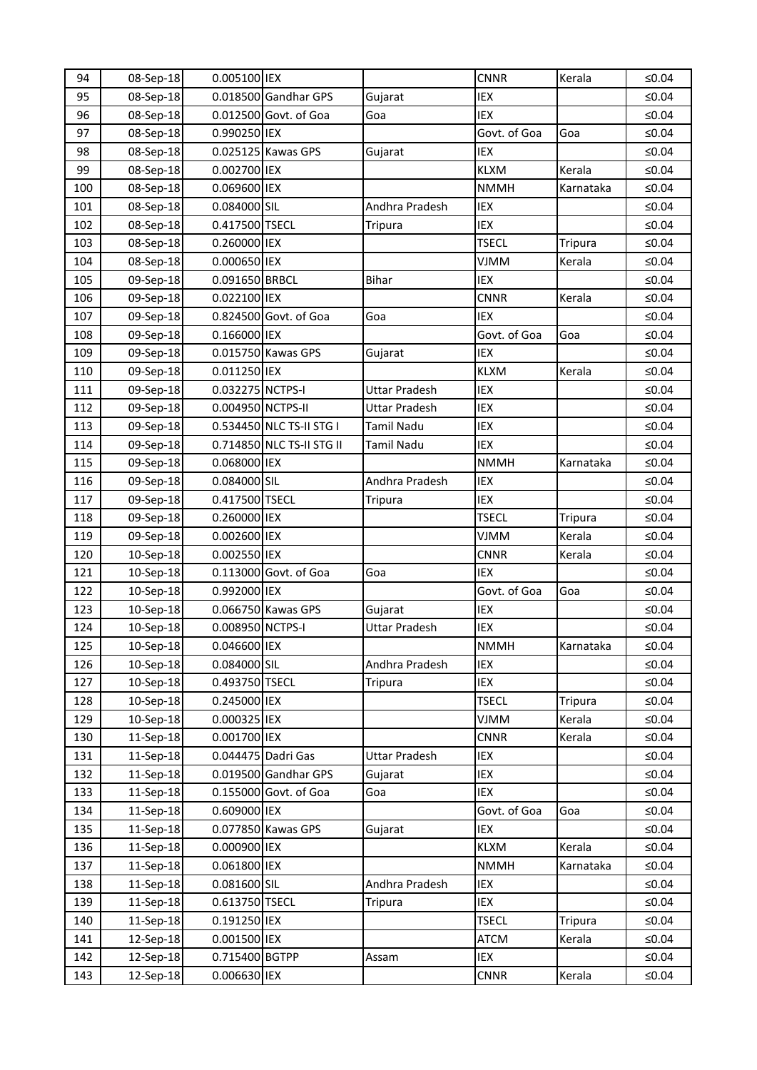| 94 | 08-Sep-18 | 0.005100 | IEX | | CNNR | Kerala | ≤0.04 |
|---|---|---|---|---|---|---|---|
| 95 | 08-Sep-18 | 0.018500 | Gandhar GPS | Gujarat | IEX | | ≤0.04 |
| 96 | 08-Sep-18 | 0.012500 | Govt. of Goa | Goa | IEX | | ≤0.04 |
| 97 | 08-Sep-18 | 0.990250 | IEX | | Govt. of Goa | Goa | ≤0.04 |
| 98 | 08-Sep-18 | 0.025125 | Kawas GPS | Gujarat | IEX | | ≤0.04 |
| 99 | 08-Sep-18 | 0.002700 | IEX | | KLXM | Kerala | ≤0.04 |
| 100 | 08-Sep-18 | 0.069600 | IEX | | NMMH | Karnataka | ≤0.04 |
| 101 | 08-Sep-18 | 0.084000 | SIL | Andhra Pradesh | IEX | | ≤0.04 |
| 102 | 08-Sep-18 | 0.417500 | TSECL | Tripura | IEX | | ≤0.04 |
| 103 | 08-Sep-18 | 0.260000 | IEX | | TSECL | Tripura | ≤0.04 |
| 104 | 08-Sep-18 | 0.000650 | IEX | | VJMM | Kerala | ≤0.04 |
| 105 | 09-Sep-18 | 0.091650 | BRBCL | Bihar | IEX | | ≤0.04 |
| 106 | 09-Sep-18 | 0.022100 | IEX | | CNNR | Kerala | ≤0.04 |
| 107 | 09-Sep-18 | 0.824500 | Govt. of Goa | Goa | IEX | | ≤0.04 |
| 108 | 09-Sep-18 | 0.166000 | IEX | | Govt. of Goa | Goa | ≤0.04 |
| 109 | 09-Sep-18 | 0.015750 | Kawas GPS | Gujarat | IEX | | ≤0.04 |
| 110 | 09-Sep-18 | 0.011250 | IEX | | KLXM | Kerala | ≤0.04 |
| 111 | 09-Sep-18 | 0.032275 | NCTPS-I | Uttar Pradesh | IEX | | ≤0.04 |
| 112 | 09-Sep-18 | 0.004950 | NCTPS-II | Uttar Pradesh | IEX | | ≤0.04 |
| 113 | 09-Sep-18 | 0.534450 | NLC TS-II STG I | Tamil Nadu | IEX | | ≤0.04 |
| 114 | 09-Sep-18 | 0.714850 | NLC TS-II STG II | Tamil Nadu | IEX | | ≤0.04 |
| 115 | 09-Sep-18 | 0.068000 | IEX | | NMMH | Karnataka | ≤0.04 |
| 116 | 09-Sep-18 | 0.084000 | SIL | Andhra Pradesh | IEX | | ≤0.04 |
| 117 | 09-Sep-18 | 0.417500 | TSECL | Tripura | IEX | | ≤0.04 |
| 118 | 09-Sep-18 | 0.260000 | IEX | | TSECL | Tripura | ≤0.04 |
| 119 | 09-Sep-18 | 0.002600 | IEX | | VJMM | Kerala | ≤0.04 |
| 120 | 10-Sep-18 | 0.002550 | IEX | | CNNR | Kerala | ≤0.04 |
| 121 | 10-Sep-18 | 0.113000 | Govt. of Goa | Goa | IEX | | ≤0.04 |
| 122 | 10-Sep-18 | 0.992000 | IEX | | Govt. of Goa | Goa | ≤0.04 |
| 123 | 10-Sep-18 | 0.066750 | Kawas GPS | Gujarat | IEX | | ≤0.04 |
| 124 | 10-Sep-18 | 0.008950 | NCTPS-I | Uttar Pradesh | IEX | | ≤0.04 |
| 125 | 10-Sep-18 | 0.046600 | IEX | | NMMH | Karnataka | ≤0.04 |
| 126 | 10-Sep-18 | 0.084000 | SIL | Andhra Pradesh | IEX | | ≤0.04 |
| 127 | 10-Sep-18 | 0.493750 | TSECL | Tripura | IEX | | ≤0.04 |
| 128 | 10-Sep-18 | 0.245000 | IEX | | TSECL | Tripura | ≤0.04 |
| 129 | 10-Sep-18 | 0.000325 | IEX | | VJMM | Kerala | ≤0.04 |
| 130 | 11-Sep-18 | 0.001700 | IEX | | CNNR | Kerala | ≤0.04 |
| 131 | 11-Sep-18 | 0.044475 | Dadri Gas | Uttar Pradesh | IEX | | ≤0.04 |
| 132 | 11-Sep-18 | 0.019500 | Gandhar GPS | Gujarat | IEX | | ≤0.04 |
| 133 | 11-Sep-18 | 0.155000 | Govt. of Goa | Goa | IEX | | ≤0.04 |
| 134 | 11-Sep-18 | 0.609000 | IEX | | Govt. of Goa | Goa | ≤0.04 |
| 135 | 11-Sep-18 | 0.077850 | Kawas GPS | Gujarat | IEX | | ≤0.04 |
| 136 | 11-Sep-18 | 0.000900 | IEX | | KLXM | Kerala | ≤0.04 |
| 137 | 11-Sep-18 | 0.061800 | IEX | | NMMH | Karnataka | ≤0.04 |
| 138 | 11-Sep-18 | 0.081600 | SIL | Andhra Pradesh | IEX | | ≤0.04 |
| 139 | 11-Sep-18 | 0.613750 | TSECL | Tripura | IEX | | ≤0.04 |
| 140 | 11-Sep-18 | 0.191250 | IEX | | TSECL | Tripura | ≤0.04 |
| 141 | 12-Sep-18 | 0.001500 | IEX | | ATCM | Kerala | ≤0.04 |
| 142 | 12-Sep-18 | 0.715400 | BGTPP | Assam | IEX | | ≤0.04 |
| 143 | 12-Sep-18 | 0.006630 | IEX | | CNNR | Kerala | ≤0.04 |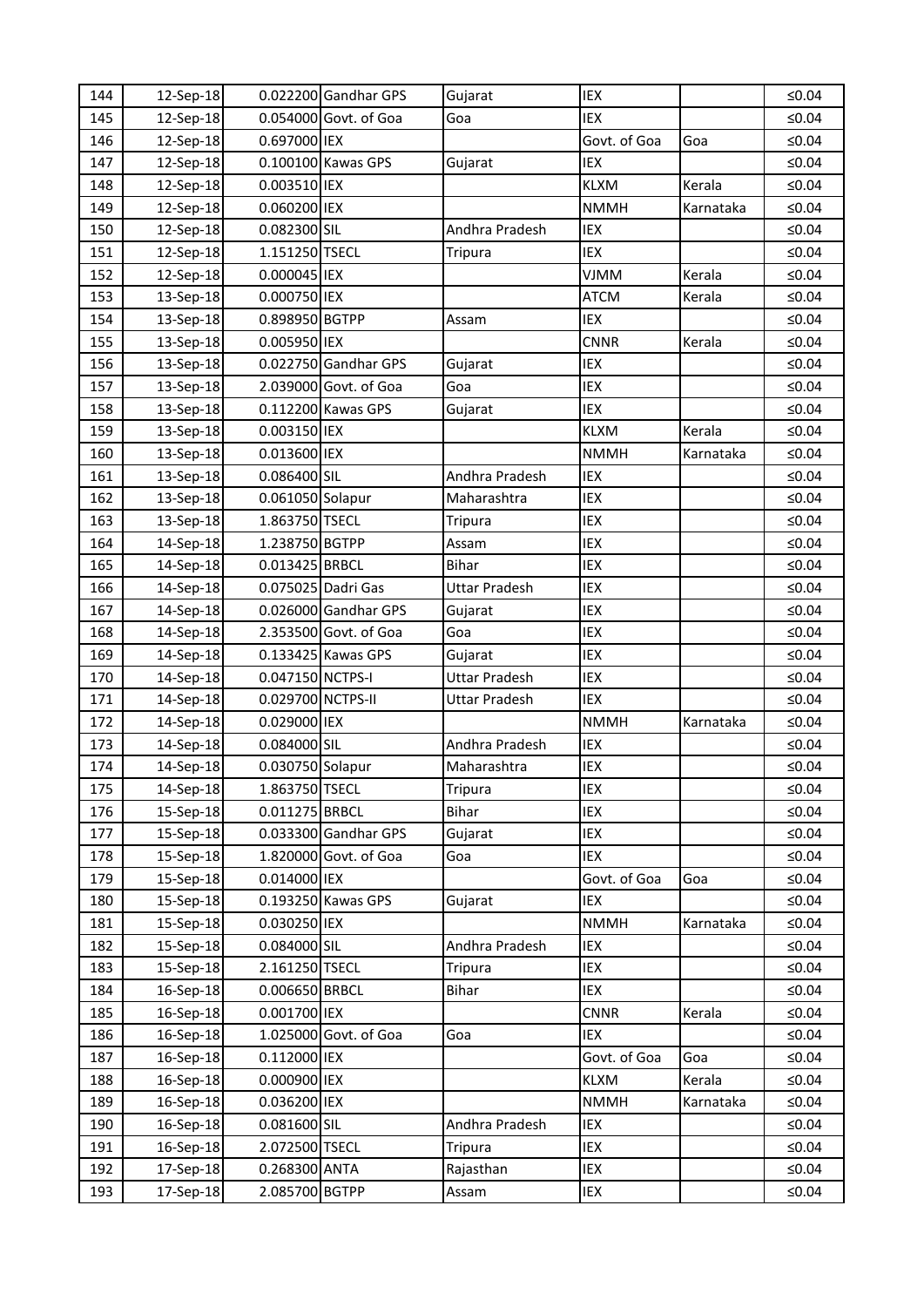| 144 | 12-Sep-18 | 0.022200 | Gandhar GPS | Gujarat | IEX | | ≤0.04 |
|---|---|---|---|---|---|---|---|
| 145 | 12-Sep-18 | 0.054000 | Govt. of Goa | Goa | IEX | | ≤0.04 |
| 146 | 12-Sep-18 | 0.697000 | IEX | | Govt. of Goa | Goa | ≤0.04 |
| 147 | 12-Sep-18 | 0.100100 | Kawas GPS | Gujarat | IEX | | ≤0.04 |
| 148 | 12-Sep-18 | 0.003510 | IEX | | KLXM | Kerala | ≤0.04 |
| 149 | 12-Sep-18 | 0.060200 | IEX | | NMMH | Karnataka | ≤0.04 |
| 150 | 12-Sep-18 | 0.082300 | SIL | Andhra Pradesh | IEX | | ≤0.04 |
| 151 | 12-Sep-18 | 1.151250 | TSECL | Tripura | IEX | | ≤0.04 |
| 152 | 12-Sep-18 | 0.000045 | IEX | | VJMM | Kerala | ≤0.04 |
| 153 | 13-Sep-18 | 0.000750 | IEX | | ATCM | Kerala | ≤0.04 |
| 154 | 13-Sep-18 | 0.898950 | BGTPP | Assam | IEX | | ≤0.04 |
| 155 | 13-Sep-18 | 0.005950 | IEX | | CNNR | Kerala | ≤0.04 |
| 156 | 13-Sep-18 | 0.022750 | Gandhar GPS | Gujarat | IEX | | ≤0.04 |
| 157 | 13-Sep-18 | 2.039000 | Govt. of Goa | Goa | IEX | | ≤0.04 |
| 158 | 13-Sep-18 | 0.112200 | Kawas GPS | Gujarat | IEX | | ≤0.04 |
| 159 | 13-Sep-18 | 0.003150 | IEX | | KLXM | Kerala | ≤0.04 |
| 160 | 13-Sep-18 | 0.013600 | IEX | | NMMH | Karnataka | ≤0.04 |
| 161 | 13-Sep-18 | 0.086400 | SIL | Andhra Pradesh | IEX | | ≤0.04 |
| 162 | 13-Sep-18 | 0.061050 | Solapur | Maharashtra | IEX | | ≤0.04 |
| 163 | 13-Sep-18 | 1.863750 | TSECL | Tripura | IEX | | ≤0.04 |
| 164 | 14-Sep-18 | 1.238750 | BGTPP | Assam | IEX | | ≤0.04 |
| 165 | 14-Sep-18 | 0.013425 | BRBCL | Bihar | IEX | | ≤0.04 |
| 166 | 14-Sep-18 | 0.075025 | Dadri Gas | Uttar Pradesh | IEX | | ≤0.04 |
| 167 | 14-Sep-18 | 0.026000 | Gandhar GPS | Gujarat | IEX | | ≤0.04 |
| 168 | 14-Sep-18 | 2.353500 | Govt. of Goa | Goa | IEX | | ≤0.04 |
| 169 | 14-Sep-18 | 0.133425 | Kawas GPS | Gujarat | IEX | | ≤0.04 |
| 170 | 14-Sep-18 | 0.047150 | NCTPS-I | Uttar Pradesh | IEX | | ≤0.04 |
| 171 | 14-Sep-18 | 0.029700 | NCTPS-II | Uttar Pradesh | IEX | | ≤0.04 |
| 172 | 14-Sep-18 | 0.029000 | IEX | | NMMH | Karnataka | ≤0.04 |
| 173 | 14-Sep-18 | 0.084000 | SIL | Andhra Pradesh | IEX | | ≤0.04 |
| 174 | 14-Sep-18 | 0.030750 | Solapur | Maharashtra | IEX | | ≤0.04 |
| 175 | 14-Sep-18 | 1.863750 | TSECL | Tripura | IEX | | ≤0.04 |
| 176 | 15-Sep-18 | 0.011275 | BRBCL | Bihar | IEX | | ≤0.04 |
| 177 | 15-Sep-18 | 0.033300 | Gandhar GPS | Gujarat | IEX | | ≤0.04 |
| 178 | 15-Sep-18 | 1.820000 | Govt. of Goa | Goa | IEX | | ≤0.04 |
| 179 | 15-Sep-18 | 0.014000 | IEX | | Govt. of Goa | Goa | ≤0.04 |
| 180 | 15-Sep-18 | 0.193250 | Kawas GPS | Gujarat | IEX | | ≤0.04 |
| 181 | 15-Sep-18 | 0.030250 | IEX | | NMMH | Karnataka | ≤0.04 |
| 182 | 15-Sep-18 | 0.084000 | SIL | Andhra Pradesh | IEX | | ≤0.04 |
| 183 | 15-Sep-18 | 2.161250 | TSECL | Tripura | IEX | | ≤0.04 |
| 184 | 16-Sep-18 | 0.006650 | BRBCL | Bihar | IEX | | ≤0.04 |
| 185 | 16-Sep-18 | 0.001700 | IEX | | CNNR | Kerala | ≤0.04 |
| 186 | 16-Sep-18 | 1.025000 | Govt. of Goa | Goa | IEX | | ≤0.04 |
| 187 | 16-Sep-18 | 0.112000 | IEX | | Govt. of Goa | Goa | ≤0.04 |
| 188 | 16-Sep-18 | 0.000900 | IEX | | KLXM | Kerala | ≤0.04 |
| 189 | 16-Sep-18 | 0.036200 | IEX | | NMMH | Karnataka | ≤0.04 |
| 190 | 16-Sep-18 | 0.081600 | SIL | Andhra Pradesh | IEX | | ≤0.04 |
| 191 | 16-Sep-18 | 2.072500 | TSECL | Tripura | IEX | | ≤0.04 |
| 192 | 17-Sep-18 | 0.268300 | ANTA | Rajasthan | IEX | | ≤0.04 |
| 193 | 17-Sep-18 | 2.085700 | BGTPP | Assam | IEX | | ≤0.04 |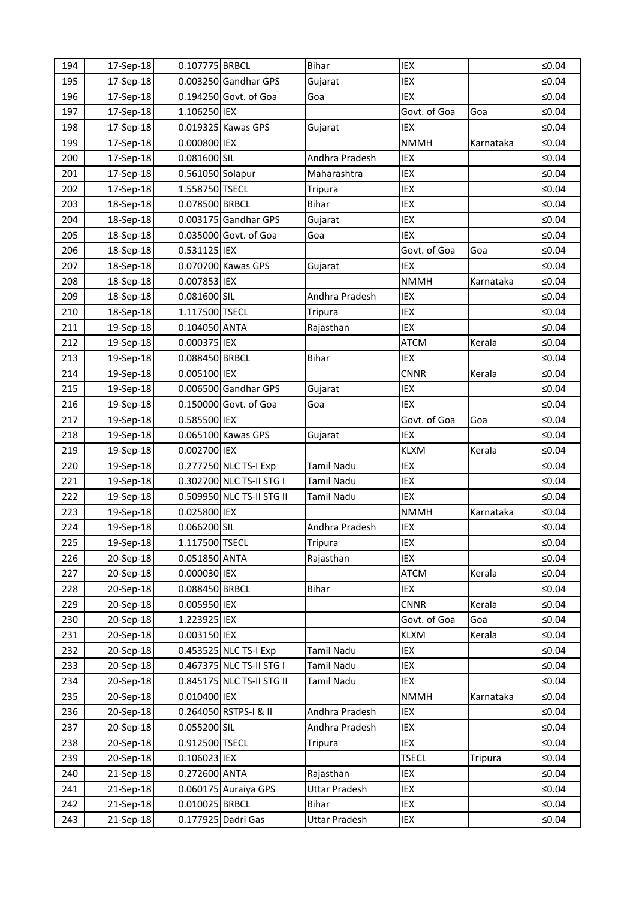| | | | | | | | |
|---|---|---|---|---|---|---|---|
| 194 | 17-Sep-18 | 0.107775 | BRBCL | Bihar | IEX | | ≤0.04 |
| 195 | 17-Sep-18 | 0.003250 | Gandhar GPS | Gujarat | IEX | | ≤0.04 |
| 196 | 17-Sep-18 | 0.194250 | Govt. of Goa | Goa | IEX | | ≤0.04 |
| 197 | 17-Sep-18 | 1.106250 | IEX | | Govt. of Goa | Goa | ≤0.04 |
| 198 | 17-Sep-18 | 0.019325 | Kawas GPS | Gujarat | IEX | | ≤0.04 |
| 199 | 17-Sep-18 | 0.000800 | IEX | | NMMH | Karnataka | ≤0.04 |
| 200 | 17-Sep-18 | 0.081600 | SIL | Andhra Pradesh | IEX | | ≤0.04 |
| 201 | 17-Sep-18 | 0.561050 | Solapur | Maharashtra | IEX | | ≤0.04 |
| 202 | 17-Sep-18 | 1.558750 | TSECL | Tripura | IEX | | ≤0.04 |
| 203 | 18-Sep-18 | 0.078500 | BRBCL | Bihar | IEX | | ≤0.04 |
| 204 | 18-Sep-18 | 0.003175 | Gandhar GPS | Gujarat | IEX | | ≤0.04 |
| 205 | 18-Sep-18 | 0.035000 | Govt. of Goa | Goa | IEX | | ≤0.04 |
| 206 | 18-Sep-18 | 0.531125 | IEX | | Govt. of Goa | Goa | ≤0.04 |
| 207 | 18-Sep-18 | 0.070700 | Kawas GPS | Gujarat | IEX | | ≤0.04 |
| 208 | 18-Sep-18 | 0.007853 | IEX | | NMMH | Karnataka | ≤0.04 |
| 209 | 18-Sep-18 | 0.081600 | SIL | Andhra Pradesh | IEX | | ≤0.04 |
| 210 | 18-Sep-18 | 1.117500 | TSECL | Tripura | IEX | | ≤0.04 |
| 211 | 19-Sep-18 | 0.104050 | ANTA | Rajasthan | IEX | | ≤0.04 |
| 212 | 19-Sep-18 | 0.000375 | IEX | | ATCM | Kerala | ≤0.04 |
| 213 | 19-Sep-18 | 0.088450 | BRBCL | Bihar | IEX | | ≤0.04 |
| 214 | 19-Sep-18 | 0.005100 | IEX | | CNNR | Kerala | ≤0.04 |
| 215 | 19-Sep-18 | 0.006500 | Gandhar GPS | Gujarat | IEX | | ≤0.04 |
| 216 | 19-Sep-18 | 0.150000 | Govt. of Goa | Goa | IEX | | ≤0.04 |
| 217 | 19-Sep-18 | 0.585500 | IEX | | Govt. of Goa | Goa | ≤0.04 |
| 218 | 19-Sep-18 | 0.065100 | Kawas GPS | Gujarat | IEX | | ≤0.04 |
| 219 | 19-Sep-18 | 0.002700 | IEX | | KLXM | Kerala | ≤0.04 |
| 220 | 19-Sep-18 | 0.277750 | NLC TS-I Exp | Tamil Nadu | IEX | | ≤0.04 |
| 221 | 19-Sep-18 | 0.302700 | NLC TS-II STG I | Tamil Nadu | IEX | | ≤0.04 |
| 222 | 19-Sep-18 | 0.509950 | NLC TS-II STG II | Tamil Nadu | IEX | | ≤0.04 |
| 223 | 19-Sep-18 | 0.025800 | IEX | | NMMH | Karnataka | ≤0.04 |
| 224 | 19-Sep-18 | 0.066200 | SIL | Andhra Pradesh | IEX | | ≤0.04 |
| 225 | 19-Sep-18 | 1.117500 | TSECL | Tripura | IEX | | ≤0.04 |
| 226 | 20-Sep-18 | 0.051850 | ANTA | Rajasthan | IEX | | ≤0.04 |
| 227 | 20-Sep-18 | 0.000030 | IEX | | ATCM | Kerala | ≤0.04 |
| 228 | 20-Sep-18 | 0.088450 | BRBCL | Bihar | IEX | | ≤0.04 |
| 229 | 20-Sep-18 | 0.005950 | IEX | | CNNR | Kerala | ≤0.04 |
| 230 | 20-Sep-18 | 1.223925 | IEX | | Govt. of Goa | Goa | ≤0.04 |
| 231 | 20-Sep-18 | 0.003150 | IEX | | KLXM | Kerala | ≤0.04 |
| 232 | 20-Sep-18 | 0.453525 | NLC TS-I Exp | Tamil Nadu | IEX | | ≤0.04 |
| 233 | 20-Sep-18 | 0.467375 | NLC TS-II STG I | Tamil Nadu | IEX | | ≤0.04 |
| 234 | 20-Sep-18 | 0.845175 | NLC TS-II STG II | Tamil Nadu | IEX | | ≤0.04 |
| 235 | 20-Sep-18 | 0.010400 | IEX | | NMMH | Karnataka | ≤0.04 |
| 236 | 20-Sep-18 | 0.264050 | RSTPS-I & II | Andhra Pradesh | IEX | | ≤0.04 |
| 237 | 20-Sep-18 | 0.055200 | SIL | Andhra Pradesh | IEX | | ≤0.04 |
| 238 | 20-Sep-18 | 0.912500 | TSECL | Tripura | IEX | | ≤0.04 |
| 239 | 20-Sep-18 | 0.106023 | IEX | | TSECL | Tripura | ≤0.04 |
| 240 | 21-Sep-18 | 0.272600 | ANTA | Rajasthan | IEX | | ≤0.04 |
| 241 | 21-Sep-18 | 0.060175 | Auraiya GPS | Uttar Pradesh | IEX | | ≤0.04 |
| 242 | 21-Sep-18 | 0.010025 | BRBCL | Bihar | IEX | | ≤0.04 |
| 243 | 21-Sep-18 | 0.177925 | Dadri Gas | Uttar Pradesh | IEX | | ≤0.04 |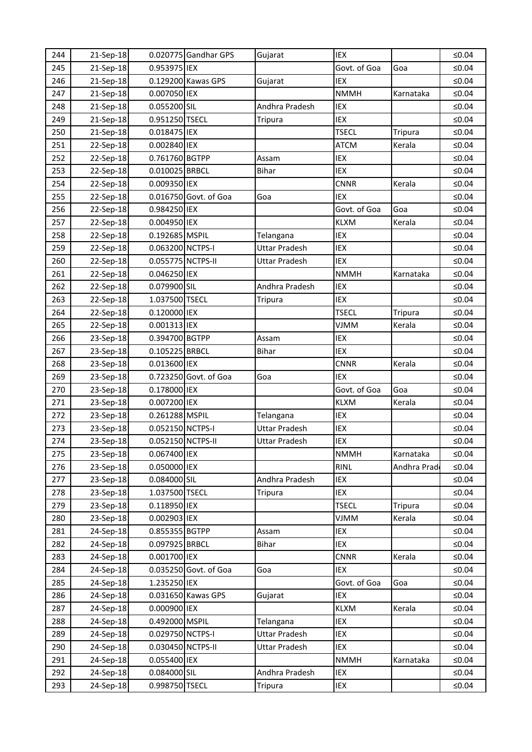| 244 | 21-Sep-18 | 0.020775 | Gandhar GPS | Gujarat | IEX | | ≤0.04 |
|---|---|---|---|---|---|---|---|
| 245 | 21-Sep-18 | 0.953975 | IEX | | Govt. of Goa | Goa | ≤0.04 |
| 246 | 21-Sep-18 | 0.129200 | Kawas GPS | Gujarat | IEX | | ≤0.04 |
| 247 | 21-Sep-18 | 0.007050 | IEX | | NMMH | Karnataka | ≤0.04 |
| 248 | 21-Sep-18 | 0.055200 | SIL | Andhra Pradesh | IEX | | ≤0.04 |
| 249 | 21-Sep-18 | 0.951250 | TSECL | Tripura | IEX | | ≤0.04 |
| 250 | 21-Sep-18 | 0.018475 | IEX | | TSECL | Tripura | ≤0.04 |
| 251 | 22-Sep-18 | 0.002840 | IEX | | ATCM | Kerala | ≤0.04 |
| 252 | 22-Sep-18 | 0.761760 | BGTPP | Assam | IEX | | ≤0.04 |
| 253 | 22-Sep-18 | 0.010025 | BRBCL | Bihar | IEX | | ≤0.04 |
| 254 | 22-Sep-18 | 0.009350 | IEX | | CNNR | Kerala | ≤0.04 |
| 255 | 22-Sep-18 | 0.016750 | Govt. of Goa | Goa | IEX | | ≤0.04 |
| 256 | 22-Sep-18 | 0.984250 | IEX | | Govt. of Goa | Goa | ≤0.04 |
| 257 | 22-Sep-18 | 0.004950 | IEX | | KLXM | Kerala | ≤0.04 |
| 258 | 22-Sep-18 | 0.192685 | MSPIL | Telangana | IEX | | ≤0.04 |
| 259 | 22-Sep-18 | 0.063200 | NCTPS-I | Uttar Pradesh | IEX | | ≤0.04 |
| 260 | 22-Sep-18 | 0.055775 | NCTPS-II | Uttar Pradesh | IEX | | ≤0.04 |
| 261 | 22-Sep-18 | 0.046250 | IEX | | NMMH | Karnataka | ≤0.04 |
| 262 | 22-Sep-18 | 0.079900 | SIL | Andhra Pradesh | IEX | | ≤0.04 |
| 263 | 22-Sep-18 | 1.037500 | TSECL | Tripura | IEX | | ≤0.04 |
| 264 | 22-Sep-18 | 0.120000 | IEX | | TSECL | Tripura | ≤0.04 |
| 265 | 22-Sep-18 | 0.001313 | IEX | | VJMM | Kerala | ≤0.04 |
| 266 | 23-Sep-18 | 0.394700 | BGTPP | Assam | IEX | | ≤0.04 |
| 267 | 23-Sep-18 | 0.105225 | BRBCL | Bihar | IEX | | ≤0.04 |
| 268 | 23-Sep-18 | 0.013600 | IEX | | CNNR | Kerala | ≤0.04 |
| 269 | 23-Sep-18 | 0.723250 | Govt. of Goa | Goa | IEX | | ≤0.04 |
| 270 | 23-Sep-18 | 0.178000 | IEX | | Govt. of Goa | Goa | ≤0.04 |
| 271 | 23-Sep-18 | 0.007200 | IEX | | KLXM | Kerala | ≤0.04 |
| 272 | 23-Sep-18 | 0.261288 | MSPIL | Telangana | IEX | | ≤0.04 |
| 273 | 23-Sep-18 | 0.052150 | NCTPS-I | Uttar Pradesh | IEX | | ≤0.04 |
| 274 | 23-Sep-18 | 0.052150 | NCTPS-II | Uttar Pradesh | IEX | | ≤0.04 |
| 275 | 23-Sep-18 | 0.067400 | IEX | | NMMH | Karnataka | ≤0.04 |
| 276 | 23-Sep-18 | 0.050000 | IEX | | RINL | Andhra Prad | ≤0.04 |
| 277 | 23-Sep-18 | 0.084000 | SIL | Andhra Pradesh | IEX | | ≤0.04 |
| 278 | 23-Sep-18 | 1.037500 | TSECL | Tripura | IEX | | ≤0.04 |
| 279 | 23-Sep-18 | 0.118950 | IEX | | TSECL | Tripura | ≤0.04 |
| 280 | 23-Sep-18 | 0.002903 | IEX | | VJMM | Kerala | ≤0.04 |
| 281 | 24-Sep-18 | 0.855355 | BGTPP | Assam | IEX | | ≤0.04 |
| 282 | 24-Sep-18 | 0.097925 | BRBCL | Bihar | IEX | | ≤0.04 |
| 283 | 24-Sep-18 | 0.001700 | IEX | | CNNR | Kerala | ≤0.04 |
| 284 | 24-Sep-18 | 0.035250 | Govt. of Goa | Goa | IEX | | ≤0.04 |
| 285 | 24-Sep-18 | 1.235250 | IEX | | Govt. of Goa | Goa | ≤0.04 |
| 286 | 24-Sep-18 | 0.031650 | Kawas GPS | Gujarat | IEX | | ≤0.04 |
| 287 | 24-Sep-18 | 0.000900 | IEX | | KLXM | Kerala | ≤0.04 |
| 288 | 24-Sep-18 | 0.492000 | MSPIL | Telangana | IEX | | ≤0.04 |
| 289 | 24-Sep-18 | 0.029750 | NCTPS-I | Uttar Pradesh | IEX | | ≤0.04 |
| 290 | 24-Sep-18 | 0.030450 | NCTPS-II | Uttar Pradesh | IEX | | ≤0.04 |
| 291 | 24-Sep-18 | 0.055400 | IEX | | NMMH | Karnataka | ≤0.04 |
| 292 | 24-Sep-18 | 0.084000 | SIL | Andhra Pradesh | IEX | | ≤0.04 |
| 293 | 24-Sep-18 | 0.998750 | TSECL | Tripura | IEX | | ≤0.04 |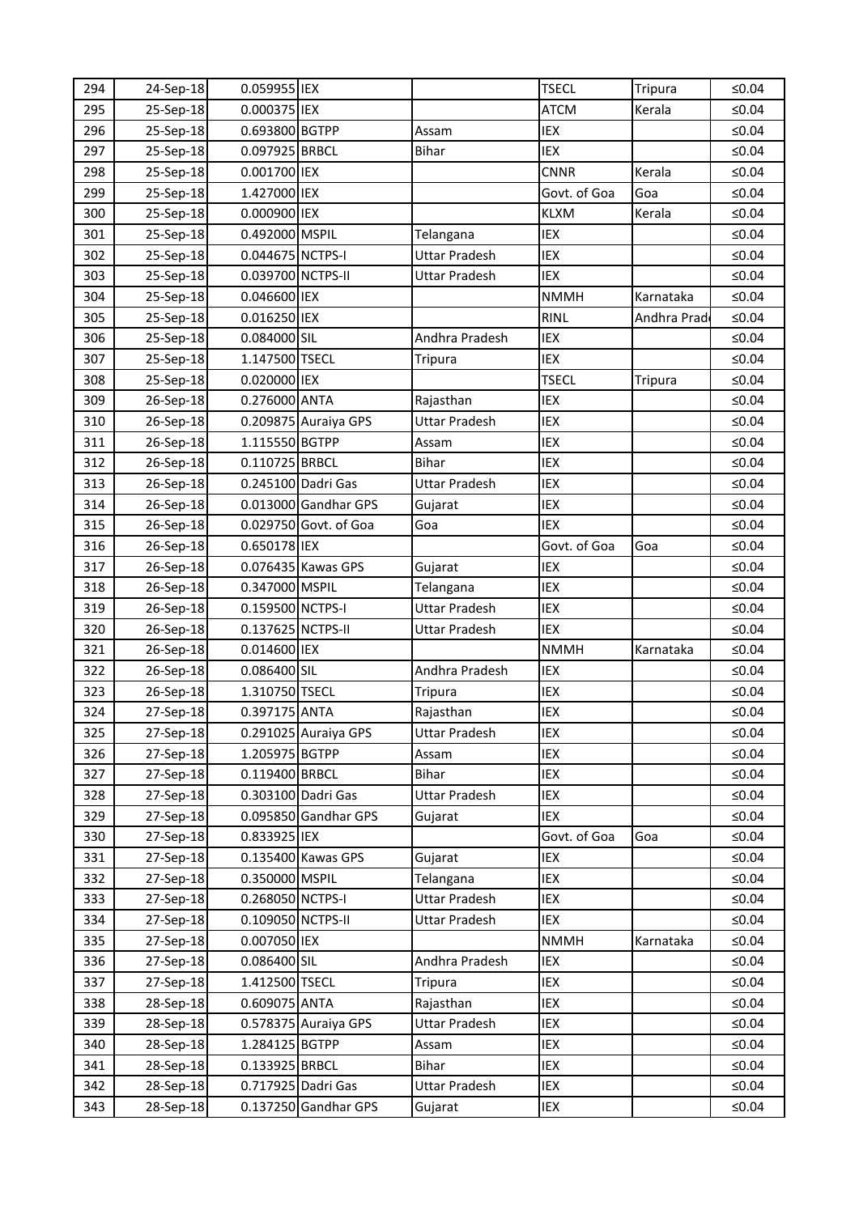| 294 | 24-Sep-18 | 0.059955 | IEX | | TSECL | Tripura | ≤0.04 |
|---|---|---|---|---|---|---|---|
| 295 | 25-Sep-18 | 0.000375 | IEX | | ATCM | Kerala | ≤0.04 |
| 296 | 25-Sep-18 | 0.693800 | BGTPP | Assam | IEX | | ≤0.04 |
| 297 | 25-Sep-18 | 0.097925 | BRBCL | Bihar | IEX | | ≤0.04 |
| 298 | 25-Sep-18 | 0.001700 | IEX | | CNNR | Kerala | ≤0.04 |
| 299 | 25-Sep-18 | 1.427000 | IEX | | Govt. of Goa | Goa | ≤0.04 |
| 300 | 25-Sep-18 | 0.000900 | IEX | | KLXM | Kerala | ≤0.04 |
| 301 | 25-Sep-18 | 0.492000 | MSPIL | Telangana | IEX | | ≤0.04 |
| 302 | 25-Sep-18 | 0.044675 | NCTPS-I | Uttar Pradesh | IEX | | ≤0.04 |
| 303 | 25-Sep-18 | 0.039700 | NCTPS-II | Uttar Pradesh | IEX | | ≤0.04 |
| 304 | 25-Sep-18 | 0.046600 | IEX | | NMMH | Karnataka | ≤0.04 |
| 305 | 25-Sep-18 | 0.016250 | IEX | | RINL | Andhra Prad | ≤0.04 |
| 306 | 25-Sep-18 | 0.084000 | SIL | Andhra Pradesh | IEX | | ≤0.04 |
| 307 | 25-Sep-18 | 1.147500 | TSECL | Tripura | IEX | | ≤0.04 |
| 308 | 25-Sep-18 | 0.020000 | IEX | | TSECL | Tripura | ≤0.04 |
| 309 | 26-Sep-18 | 0.276000 | ANTA | Rajasthan | IEX | | ≤0.04 |
| 310 | 26-Sep-18 | 0.209875 | Auraiya GPS | Uttar Pradesh | IEX | | ≤0.04 |
| 311 | 26-Sep-18 | 1.115550 | BGTPP | Assam | IEX | | ≤0.04 |
| 312 | 26-Sep-18 | 0.110725 | BRBCL | Bihar | IEX | | ≤0.04 |
| 313 | 26-Sep-18 | 0.245100 | Dadri Gas | Uttar Pradesh | IEX | | ≤0.04 |
| 314 | 26-Sep-18 | 0.013000 | Gandhar GPS | Gujarat | IEX | | ≤0.04 |
| 315 | 26-Sep-18 | 0.029750 | Govt. of Goa | Goa | IEX | | ≤0.04 |
| 316 | 26-Sep-18 | 0.650178 | IEX | | Govt. of Goa | Goa | ≤0.04 |
| 317 | 26-Sep-18 | 0.076435 | Kawas GPS | Gujarat | IEX | | ≤0.04 |
| 318 | 26-Sep-18 | 0.347000 | MSPIL | Telangana | IEX | | ≤0.04 |
| 319 | 26-Sep-18 | 0.159500 | NCTPS-I | Uttar Pradesh | IEX | | ≤0.04 |
| 320 | 26-Sep-18 | 0.137625 | NCTPS-II | Uttar Pradesh | IEX | | ≤0.04 |
| 321 | 26-Sep-18 | 0.014600 | IEX | | NMMH | Karnataka | ≤0.04 |
| 322 | 26-Sep-18 | 0.086400 | SIL | Andhra Pradesh | IEX | | ≤0.04 |
| 323 | 26-Sep-18 | 1.310750 | TSECL | Tripura | IEX | | ≤0.04 |
| 324 | 27-Sep-18 | 0.397175 | ANTA | Rajasthan | IEX | | ≤0.04 |
| 325 | 27-Sep-18 | 0.291025 | Auraiya GPS | Uttar Pradesh | IEX | | ≤0.04 |
| 326 | 27-Sep-18 | 1.205975 | BGTPP | Assam | IEX | | ≤0.04 |
| 327 | 27-Sep-18 | 0.119400 | BRBCL | Bihar | IEX | | ≤0.04 |
| 328 | 27-Sep-18 | 0.303100 | Dadri Gas | Uttar Pradesh | IEX | | ≤0.04 |
| 329 | 27-Sep-18 | 0.095850 | Gandhar GPS | Gujarat | IEX | | ≤0.04 |
| 330 | 27-Sep-18 | 0.833925 | IEX | | Govt. of Goa | Goa | ≤0.04 |
| 331 | 27-Sep-18 | 0.135400 | Kawas GPS | Gujarat | IEX | | ≤0.04 |
| 332 | 27-Sep-18 | 0.350000 | MSPIL | Telangana | IEX | | ≤0.04 |
| 333 | 27-Sep-18 | 0.268050 | NCTPS-I | Uttar Pradesh | IEX | | ≤0.04 |
| 334 | 27-Sep-18 | 0.109050 | NCTPS-II | Uttar Pradesh | IEX | | ≤0.04 |
| 335 | 27-Sep-18 | 0.007050 | IEX | | NMMH | Karnataka | ≤0.04 |
| 336 | 27-Sep-18 | 0.086400 | SIL | Andhra Pradesh | IEX | | ≤0.04 |
| 337 | 27-Sep-18 | 1.412500 | TSECL | Tripura | IEX | | ≤0.04 |
| 338 | 28-Sep-18 | 0.609075 | ANTA | Rajasthan | IEX | | ≤0.04 |
| 339 | 28-Sep-18 | 0.578375 | Auraiya GPS | Uttar Pradesh | IEX | | ≤0.04 |
| 340 | 28-Sep-18 | 1.284125 | BGTPP | Assam | IEX | | ≤0.04 |
| 341 | 28-Sep-18 | 0.133925 | BRBCL | Bihar | IEX | | ≤0.04 |
| 342 | 28-Sep-18 | 0.717925 | Dadri Gas | Uttar Pradesh | IEX | | ≤0.04 |
| 343 | 28-Sep-18 | 0.137250 | Gandhar GPS | Gujarat | IEX | | ≤0.04 |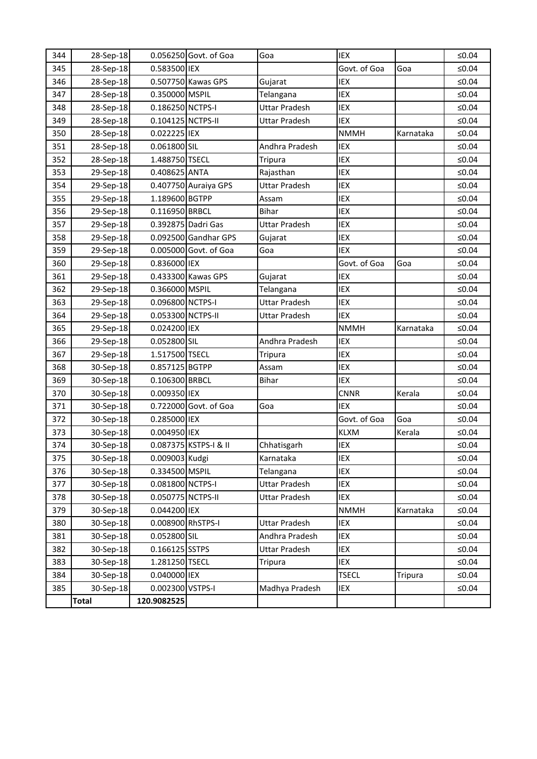| 344 | 28-Sep-18 | 0.056250 | Govt. of Goa | Goa | IEX | | ≤0.04 |
|---|---|---|---|---|---|---|---|
| 345 | 28-Sep-18 | 0.583500 | IEX | | Govt. of Goa | Goa | ≤0.04 |
| 346 | 28-Sep-18 | 0.507750 | Kawas GPS | Gujarat | IEX | | ≤0.04 |
| 347 | 28-Sep-18 | 0.350000 | MSPIL | Telangana | IEX | | ≤0.04 |
| 348 | 28-Sep-18 | 0.186250 | NCTPS-I | Uttar Pradesh | IEX | | ≤0.04 |
| 349 | 28-Sep-18 | 0.104125 | NCTPS-II | Uttar Pradesh | IEX | | ≤0.04 |
| 350 | 28-Sep-18 | 0.022225 | IEX | | NMMH | Karnataka | ≤0.04 |
| 351 | 28-Sep-18 | 0.061800 | SIL | Andhra Pradesh | IEX | | ≤0.04 |
| 352 | 28-Sep-18 | 1.488750 | TSECL | Tripura | IEX | | ≤0.04 |
| 353 | 29-Sep-18 | 0.408625 | ANTA | Rajasthan | IEX | | ≤0.04 |
| 354 | 29-Sep-18 | 0.407750 | Auraiya GPS | Uttar Pradesh | IEX | | ≤0.04 |
| 355 | 29-Sep-18 | 1.189600 | BGTPP | Assam | IEX | | ≤0.04 |
| 356 | 29-Sep-18 | 0.116950 | BRBCL | Bihar | IEX | | ≤0.04 |
| 357 | 29-Sep-18 | 0.392875 | Dadri Gas | Uttar Pradesh | IEX | | ≤0.04 |
| 358 | 29-Sep-18 | 0.092500 | Gandhar GPS | Gujarat | IEX | | ≤0.04 |
| 359 | 29-Sep-18 | 0.005000 | Govt. of Goa | Goa | IEX | | ≤0.04 |
| 360 | 29-Sep-18 | 0.836000 | IEX | | Govt. of Goa | Goa | ≤0.04 |
| 361 | 29-Sep-18 | 0.433300 | Kawas GPS | Gujarat | IEX | | ≤0.04 |
| 362 | 29-Sep-18 | 0.366000 | MSPIL | Telangana | IEX | | ≤0.04 |
| 363 | 29-Sep-18 | 0.096800 | NCTPS-I | Uttar Pradesh | IEX | | ≤0.04 |
| 364 | 29-Sep-18 | 0.053300 | NCTPS-II | Uttar Pradesh | IEX | | ≤0.04 |
| 365 | 29-Sep-18 | 0.024200 | IEX | | NMMH | Karnataka | ≤0.04 |
| 366 | 29-Sep-18 | 0.052800 | SIL | Andhra Pradesh | IEX | | ≤0.04 |
| 367 | 29-Sep-18 | 1.517500 | TSECL | Tripura | IEX | | ≤0.04 |
| 368 | 30-Sep-18 | 0.857125 | BGTPP | Assam | IEX | | ≤0.04 |
| 369 | 30-Sep-18 | 0.106300 | BRBCL | Bihar | IEX | | ≤0.04 |
| 370 | 30-Sep-18 | 0.009350 | IEX | | CNNR | Kerala | ≤0.04 |
| 371 | 30-Sep-18 | 0.722000 | Govt. of Goa | Goa | IEX | | ≤0.04 |
| 372 | 30-Sep-18 | 0.285000 | IEX | | Govt. of Goa | Goa | ≤0.04 |
| 373 | 30-Sep-18 | 0.004950 | IEX | | KLXM | Kerala | ≤0.04 |
| 374 | 30-Sep-18 | 0.087375 | KSTPS-I & II | Chhatisgarh | IEX | | ≤0.04 |
| 375 | 30-Sep-18 | 0.009003 | Kudgi | Karnataka | IEX | | ≤0.04 |
| 376 | 30-Sep-18 | 0.334500 | MSPIL | Telangana | IEX | | ≤0.04 |
| 377 | 30-Sep-18 | 0.081800 | NCTPS-I | Uttar Pradesh | IEX | | ≤0.04 |
| 378 | 30-Sep-18 | 0.050775 | NCTPS-II | Uttar Pradesh | IEX | | ≤0.04 |
| 379 | 30-Sep-18 | 0.044200 | IEX | | NMMH | Karnataka | ≤0.04 |
| 380 | 30-Sep-18 | 0.008900 | RhSTPS-I | Uttar Pradesh | IEX | | ≤0.04 |
| 381 | 30-Sep-18 | 0.052800 | SIL | Andhra Pradesh | IEX | | ≤0.04 |
| 382 | 30-Sep-18 | 0.166125 | SSTPS | Uttar Pradesh | IEX | | ≤0.04 |
| 383 | 30-Sep-18 | 1.281250 | TSECL | Tripura | IEX | | ≤0.04 |
| 384 | 30-Sep-18 | 0.040000 | IEX | | TSECL | Tripura | ≤0.04 |
| 385 | 30-Sep-18 | 0.002300 | VSTPS-I | Madhya Pradesh | IEX | | ≤0.04 |
| | **Total** | 120.9082525 | | | | | |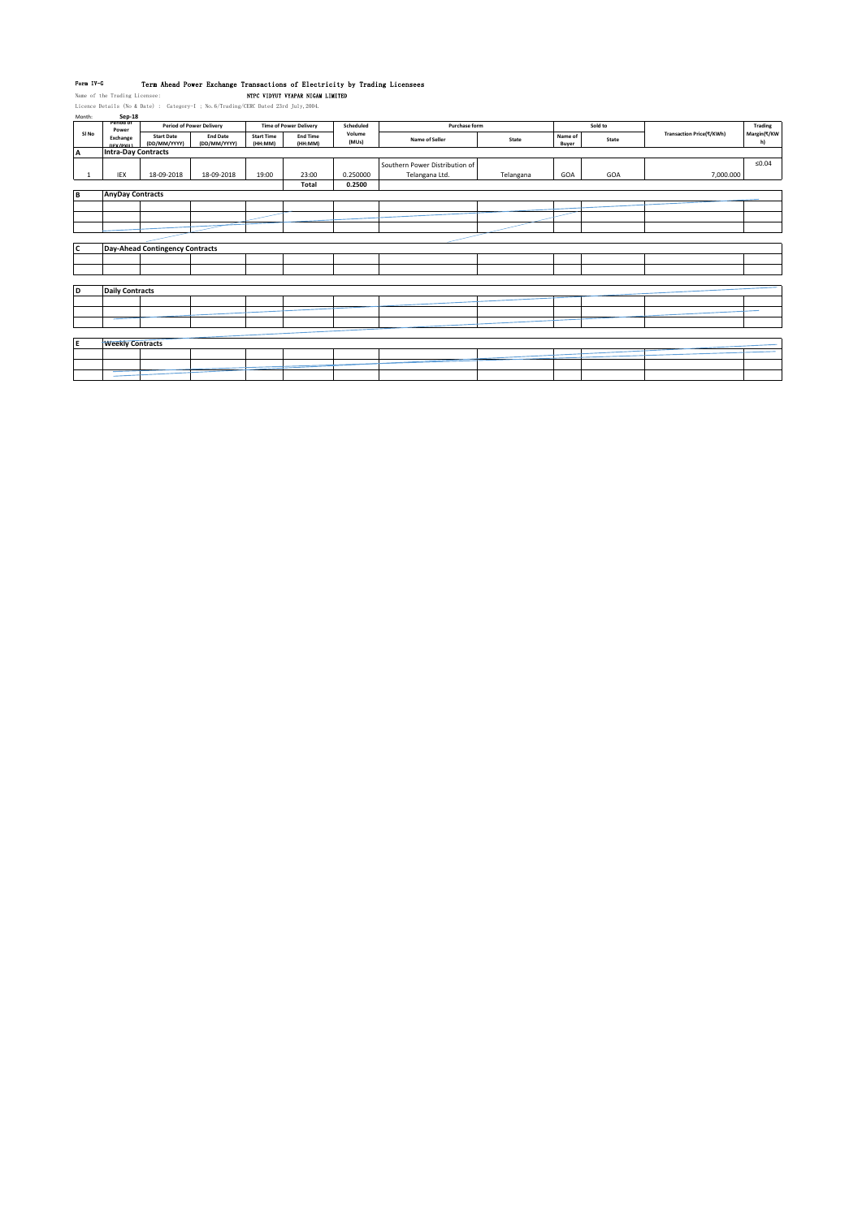Form IV-G **Term Ahead Power Exchange Transactions of Electricity by Trading Licensees**

Name of the Trading Licensee: **NTPC VIDYUT VYAPAR NIGAM LIMITED**

Licence Details (No & Date) : Category-I ; No.6/Trading/CERC Dated 23rd July,2004.

Month: **Sep-18**

| Sl No | Period of Power Exchange (IEX/PXIL) | Period of Power Delivery | | Time of Power Delivery | | Scheduled Volume (MUs) | Purchase form | | Sold to | | Transaction Price(₹/KWh) | Trading Margin(₹/KWh) |
|---|---|---|---|---|---|---|---|---|---|---|---|---|
| | | Start Date (DD/MM/YYYY) | End Date (DD/MM/YYYY) | Start Time (HH:MM) | End Time (HH:MM) | | Name of Seller | State | Name of Buyer | State | | |
| **A** | **Intra-Day Contracts** | | | | | | | | | | | |
| 1 | IEX | 18-09-2018 | 18-09-2018 | 19:00 | 23:00 | 0.250000 | Southern Power Distribution of Telangana Ltd. | Telangana | GOA | GOA | 7,000.000 | ≤0.04 |
| | | | | | Total | 0.2500 | | | | | | |
| **B** | **AnyDay Contracts** | | | | | | | | | | | |
| | | | | | | | | | | | | |
| **C** | **Day-Ahead Contingency Contracts** | | | | | | | | | | | |
| | | | | | | | | | | | | |
| **D** | **Daily Contracts** | | | | | | | | | | | |
| | | | | | | | | | | | | |
| **E** | **Weekly Contracts** | | | | | | | | | | | |
| | | | | | | | | | | | | |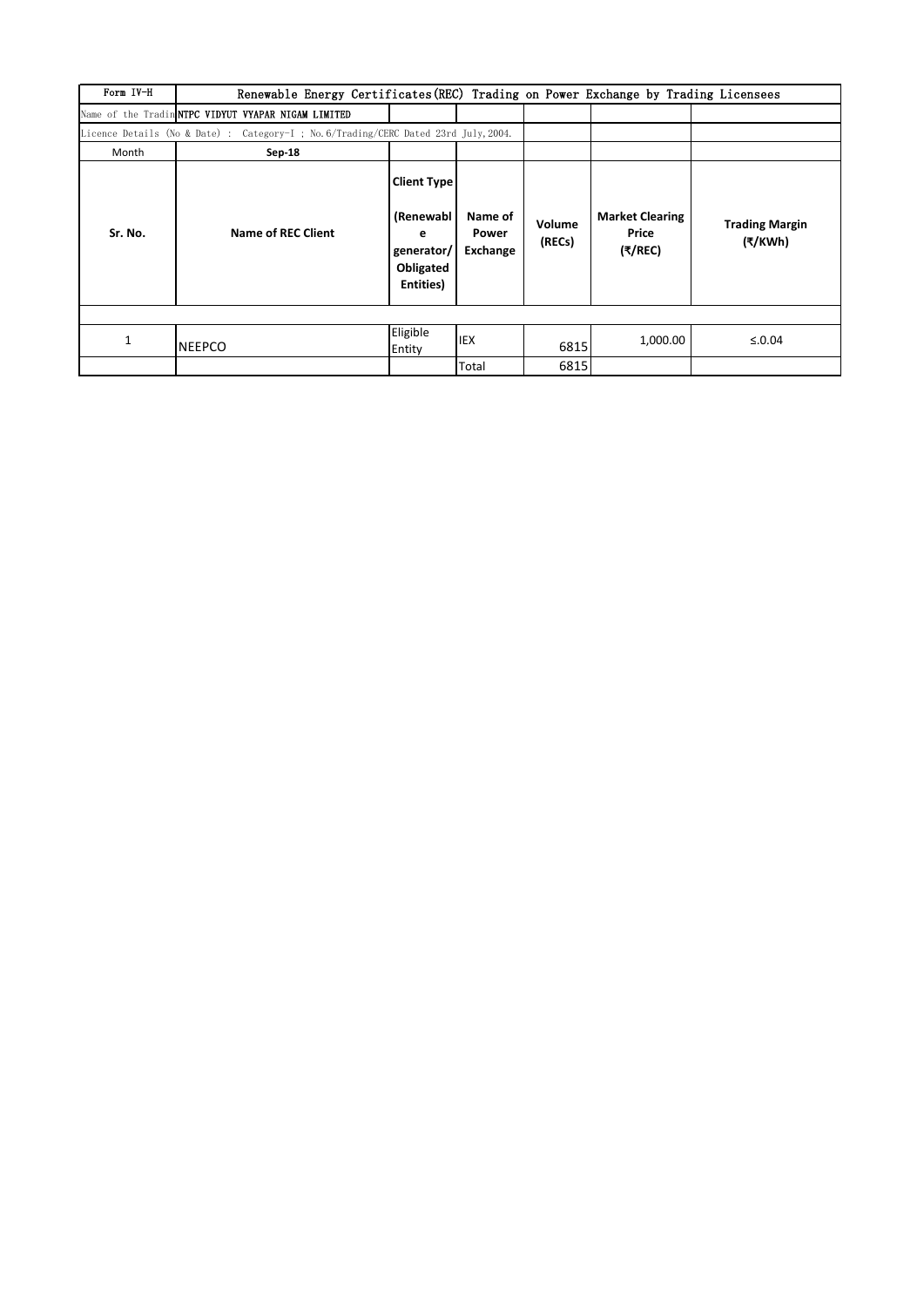| Form IV-H | Renewable Energy Certificates(REC) Trading on Power Exchange by Trading Licensees | | | | |
|---|---|---|---|---|---|
| Name of the Tradin NTPC VIDYUT VYAPAR NIGAM LIMITED | | | | | |
| Licence Details (No & Date) : Category-I ; No.6/Trading/CERC Dated 23rd July,2004. | | | | | |
| Month | Sep-18 | | | | |
| **Sr. No.** | **Name of REC Client** | **Client Type (Renewable generator/ Obligated Entities)** | **Name of Power Exchange** | **Volume (RECs)** | **Market Clearing Price (₹/REC)** | **Trading Margin (₹/KWh)** |
| | | | | | | |
| 1 | NEEPCO | Eligible Entity | IEX | 6815 | 1,000.00 | ≤.0.04 |
| | | | Total | 6815 | | |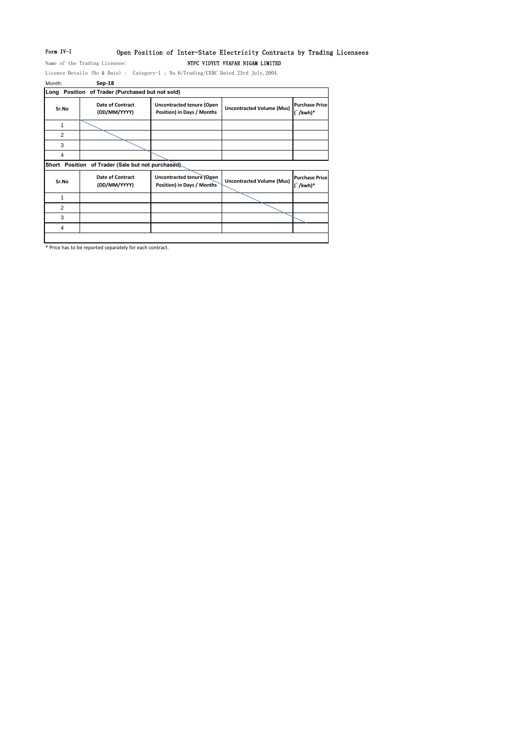Form IV-I

# Open Position of Inter-State Electricity Contracts by Trading Licensees

Name of the Trading Licensee: **NTPC VIDYUT VYAPAR NIGAM LIMITED**

Licence Details (No & Date) : Category-I ; No.6/Trading/CERC Dated 23rd July,2004.

Month: **Sep-18**

**Long Position of Trader (Purchased but not sold)**

| Sr.No | Date of Contract (DD/MM/YYYY) | Uncontracted tenure (Open Position) in Days / Months | Uncontracted Volume (Mus) | Purchase Price (`/kwh)* |
|---|---|---|---|---|
| 1 | | | | |
| 2 | | | | |
| 3 | | | | |
| 4 | | | | |

**Short Position of Trader (Sale but not purchased)**

| Sr.No | Date of Contract (DD/MM/YYYY) | Uncontracted tenure (Open Position) in Days / Months | Uncontracted Volume (Mus) | Purchase Price (`/kwh)* |
|---|---|---|---|---|
| 1 | | | | |
| 2 | | | | |
| 3 | | | | |
| 4 | | | | |

* Price has to be reported separately for each contract.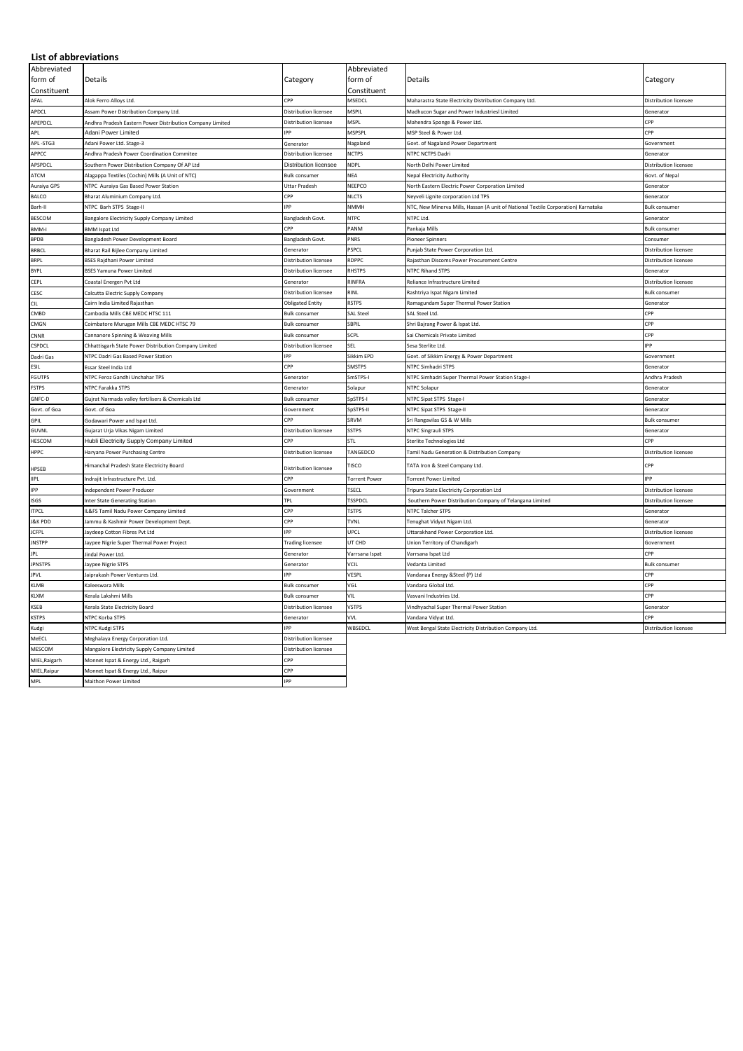## List of abbreviations

| Abbreviated form of Constituent | Details | Category | Abbreviated form of Constituent | Details | Category |
|---|---|---|---|---|---|
| AFAL | Alok Ferro Alloys Ltd. | CPP | MSEDCL | Maharastra State Electricity Distribution Company Ltd. | Distribution licensee |
| APDCL | Assam Power Distribution Company Ltd. | Distribution licensee | MSPIL | Madhucon Sugar and Power Industriesl Limited | Generator |
| APEPDCL | Andhra Pradesh Eastern Power Distribution Company Limited | Distribution licensee | MSPL | Mahendra Sponge & Power Ltd. | CPP |
| APL | Adani Power Limited | IPP | MSPSPL | MSP Steel & Power Ltd. | CPP |
| APL -STG3 | Adani Power Ltd. Stage-3 | Generator | Nagaland | Govt. of Nagaland Power Department | Government |
| APPCC | Andhra Pradesh Power Coordination Commitee | Distribution licensee | NCTPS | NTPC NCTPS Dadri | Generator |
| APSPDCL | Southern Power Distribution Company Of AP Ltd | Distribution licensee | NDPL | North Delhi Power Limited | Distribution licensee |
| ATCM | Alagappa Textiles (Cochin) Mills (A Unit of NTC) | Bulk consumer | NEA | Nepal Electricity Authority | Govt. of Nepal |
| Auraiya GPS | NTPC Auraiya Gas Based Power Station | Uttar Pradesh | NEEPCO | North Eastern Electric Power Corporation Limited | Generator |
| BALCO | Bharat Aluminium Company Ltd. | CPP | NLCTS | Neyveli Lignite corporation Ltd TPS | Generator |
| Barh-II | NTPC Barh STPS Stage-II | IPP | NMMH | NTC, New Minerva Mills, Hassan (A unit of National Textile Corporation) Karnataka | Bulk consumer |
| BESCOM | Bangalore Electricity Supply Company Limited | Bangladesh Govt. | NTPC | NTPC Ltd. | Generator |
| BMM-I | BMM Ispat Ltd | CPP | PANM | Pankaja Mills | Bulk consumer |
| BPDB | Bangladesh Power Development Board | Bangladesh Govt. | PNRS | Pioneer Spinners | Consumer |
| BRBCL | Bharat Rail Bijlee Company Limited | Generator | PSPCL | Punjab State Power Corporation Ltd. | Distribution licensee |
| BRPL | BSES Rajdhani Power Limited | Distribution licensee | RDPPC | Rajasthan Discoms Power Procurement Centre | Distribution licensee |
| BYPL | BSES Yamuna Power Limited | Distribution licensee | RHSTPS | NTPC Rihand STPS | Generator |
| CEPL | Coastal Energen Pvt Ltd | Generator | RINFRA | Reliance Infrastructure Limited | Distribution licensee |
| CESC | Calcutta Electric Supply Company | Distribution licensee | RINL | Rashtriya Ispat Nigam Limited | Bulk consumer |
| CIL | Cairn India Limited Rajasthan | Obligated Entity | RSTPS | Ramagundam Super Thermal Power Station | Generator |
| CMBD | Cambodia Mills CBE MEDC HTSC 111 | Bulk consumer | SAL Steel | SAL Steel Ltd. | CPP |
| CMGN | Coimbatore Murugan Mills CBE MEDC HTSC 79 | Bulk consumer | SBPIL | Shri Bajrang Power & Ispat Ltd. | CPP |
| CNNR | Cannanore Spinning & Weaving Mills | Bulk consumer | SCPL | Sai Chemicals Private Limited | CPP |
| CSPDCL | Chhattisgarh State Power Distribution Company Limited | Distribution licensee | SEL | Sesa Sterlite Ltd. | IPP |
| Dadri Gas | NTPC Dadri Gas Based Power Station | IPP | Sikkim EPD | Govt. of Sikkim Energy & Power Department | Government |
| ESIL | Essar Steel India Ltd | CPP | SMSTPS | NTPC Simhadri STPS | Generator |
| FGUTPS | NTPC Feroz Gandhi Unchahar TPS | Generator | SmSTPS-I | NTPC Simhadri Super Thermal Power Station Stage-I | Andhra Pradesh |
| FSTPS | NTPC Farakka STPS | Generator | Solapur | NTPC Solapur | Generator |
| GNFC-D | Gujrat Narmada valley fertilisers & Chemicals Ltd | Bulk consumer | SpSTPS-I | NTPC Sipat STPS Stage-I | Generator |
| Govt. of Goa | Govt. of Goa | Government | SpSTPS-II | NTPC Sipat STPS Stage-II | Generator |
| GPIL | Godawari Power and Ispat Ltd. | CPP | SRVM | Sri Rangavilas GS & W Mills | Bulk consumer |
| GUVNL | Gujarat Urja Vikas Nigam Limited | Distribution licensee | SSTPS | NTPC Singrauli STPS | Generator |
| HESCOM | Hubli Electricity Supply Company Limited | CPP | STL | Sterlite Technologies Ltd | CPP |
| HPPC | Haryana Power Purchasing Centre | Distribution licensee | TANGEDCO | Tamil Nadu Generation & Distribution Company | Distribution licensee |
| HPSEB | Himanchal Pradesh State Electricity Board | Distribution licensee | TISCO | TATA Iron & Steel Company Ltd. | CPP |
| IIPL | Indrajit Infrastructure Pvt. Ltd. | CPP | Torrent Power | Torrent Power Limited | IPP |
| IPP | Independent Power Producer | Government | TSECL | Tripura State Electricity Corporation Ltd | Distribution licensee |
| ISGS | Inter State Generating Station | TPL | TSSPDCL | Southern Power Distribution Company of Telangana Limited | Distribution licensee |
| ITPCL | IL&FS Tamil Nadu Power Company Limited | CPP | TSTPS | NTPC Talcher STPS | Generator |
| J&K PDD | Jammu & Kashmir Power Development Dept. | CPP | TVNL | Tenughat Vidyut Nigam Ltd. | Generator |
| JCFPL | Jaydeep Cotton Fibres Pvt Ltd | IPP | UPCL | Uttarakhand Power Corporation Ltd. | Distribution licensee |
| JNSTPP | Jaypee Nigrie Super Thermal Power Project | Trading licensee | UT CHD | Union Territory of Chandigarh | Government |
| JPL | Jindal Power Ltd. | Generator | Varrsana Ispat | Varrsana Ispat Ltd | CPP |
| JPNSTPS | Jaypee Nigrie STPS | Generator | VCIL | Vedanta Limited | Bulk consumer |
| JPVL | Jaiprakash Power Ventures Ltd. | IPP | VESPL | Vandanaa Energy &Steel (P) Ltd | CPP |
| KLMB | Kaleeswara Mills | Bulk consumer | VGL | Vandana Global Ltd. | CPP |
| KLXM | Kerala Lakshmi Mills | Bulk consumer | VIL | Vasvani Industries Ltd. | CPP |
| KSEB | Kerala State Electricity Board | Distribution licensee | VSTPS | Vindhyachal Super Thermal Power Station | Generator |
| KSTPS | NTPC Korba STPS | Generator | VVL | Vandana Vidyut Ltd. | CPP |
| Kudgi | NTPC Kudgi STPS | IPP | WBSEDCL | West Bengal State Electricity Distribution Company Ltd. | Distribution licensee |
| MeECL | Meghalaya Energy Corporation Ltd. | Distribution licensee | | | |
| MESCOM | Mangalore Electricity Supply Company Limited | Distribution licensee | | | |
| MIEL,Raigarh | Monnet Ispat & Energy Ltd., Raigarh | CPP | | | |
| MIEL,Raipur | Monnet Ispat & Energy Ltd., Raipur | CPP | | | |
| MPL | Maithon Power Limited | IPP | | | |